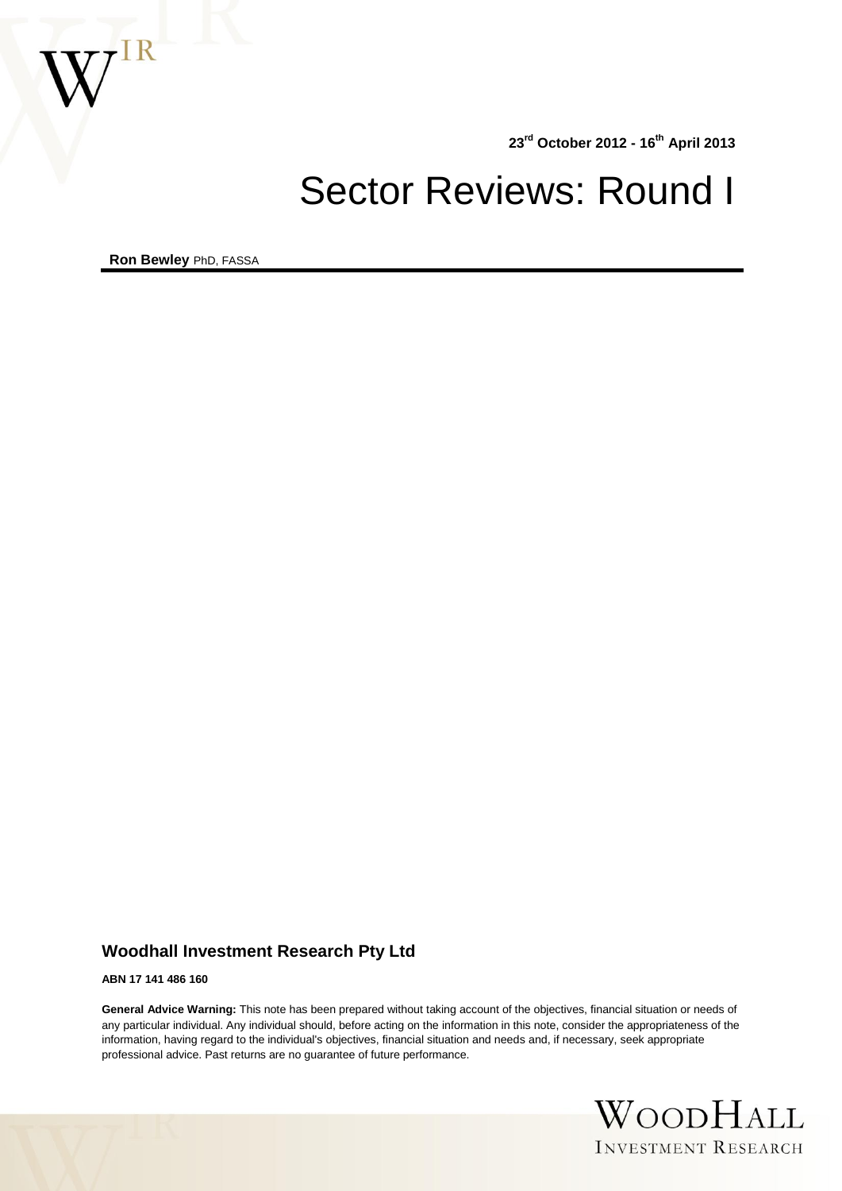23rd October 2012 - 16th April 2013

# Sector Reviews: Round I

**Ron Bewley** PhD, FASSA

**Woodhall Investment Research Pty Ltd**

**ABN 17 141 486 160**

**General Advice Warning:** This note has been prepared without taking account of the objectives, financial situation or needs of any particular individual. Any individual should, before acting on the information in this note, consider the appropriateness of the information, having regard to the individual's objectives, financial situation and needs and, if necessary, seek appropriate professional advice. Past returns are no guarantee of future performance.

WOODHALL INVESTMENT RESEARCH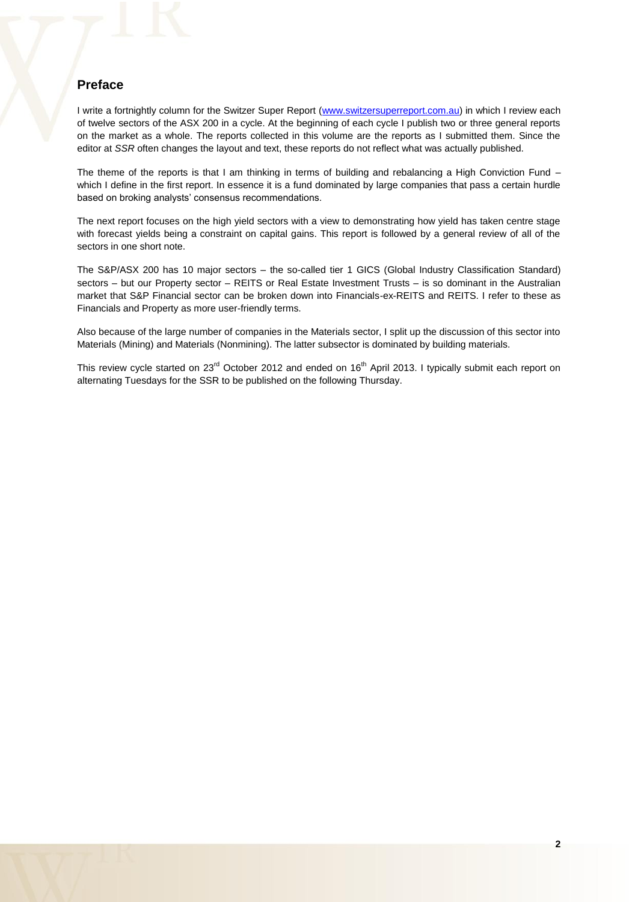## Preface

I write a fortnightly column for the Switzer Super Report ([www.switzersuperreport.com.au](www.switzersuperreport.com.au)) in which I review each of twelve sectors of the ASX 200 in a cycle. At the beginning of each cycle I publish two or three general reports on the market as a whole. The reports collected in this volume are the reports as I submitted them. Since the editor at *SSR* often changes the layout and text, these reports do not reflect what was actually published.

The theme of the reports is that I am thinking in terms of building and rebalancing a High Conviction Fund – which I define in the first report. In essence it is a fund dominated by large companies that pass a certain hurdle based on broking analysts' consensus recommendations.

The next report focuses on the high yield sectors with a view to demonstrating how yield has taken centre stage with forecast yields being a constraint on capital gains. This report is followed by a general review of all of the sectors in one short note.

The S&P/ASX 200 has 10 major sectors – the so-called tier 1 GICS (Global Industry Classification Standard) sectors – but our Property sector – REITS or Real Estate Investment Trusts – is so dominant in the Australian market that S&P Financial sector can be broken down into Financials-ex-REITS and REITS. I refer to these as Financials and Property as more user-friendly terms.

Also because of the large number of companies in the Materials sector, I split up the discussion of this sector into Materials (Mining) and Materials (Nonmining). The latter subsector is dominated by building materials.

This review cycle started on 23rd October 2012 and ended on 16th April 2013. I typically submit each report on alternating Tuesdays for the SSR to be published on the following Thursday.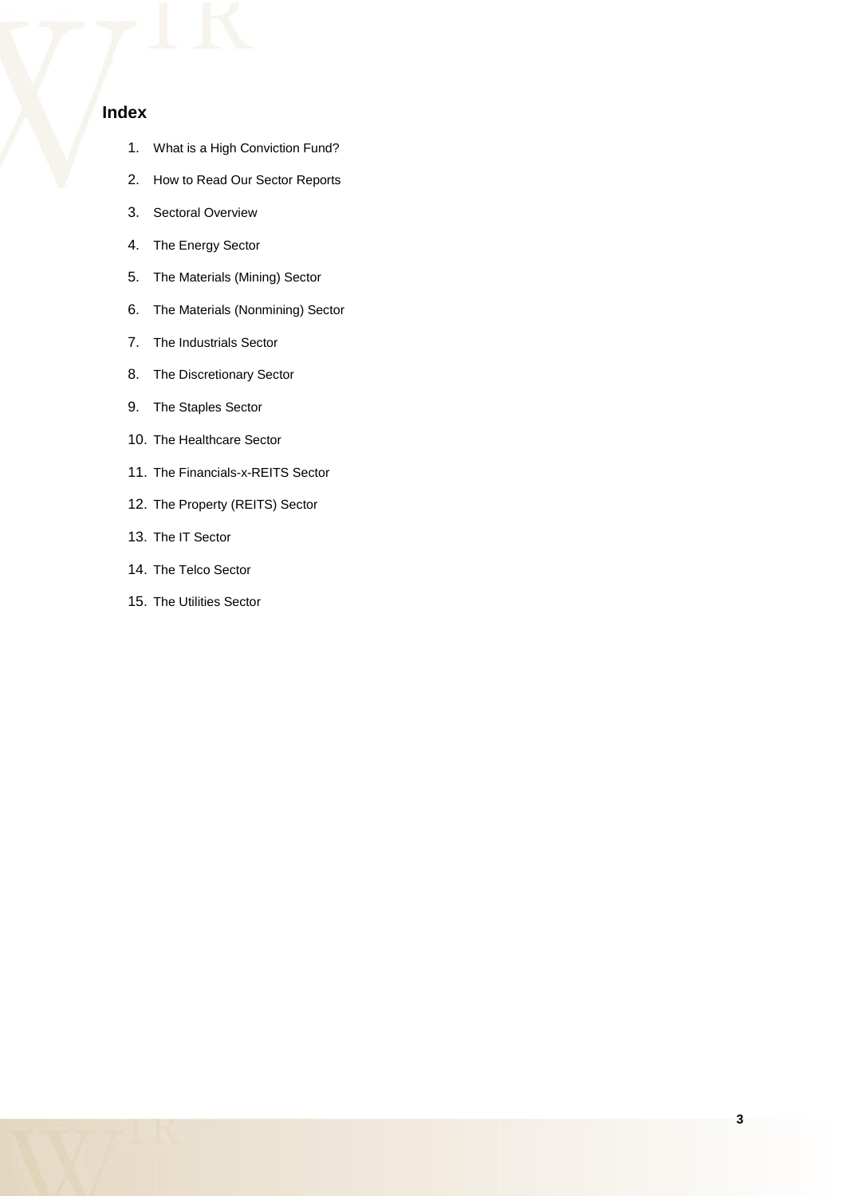## Index

1. What is a High Conviction Fund?
2. How to Read Our Sector Reports
3. Sectoral Overview
4. The Energy Sector
5. The Materials (Mining) Sector
6. The Materials (Nonmining) Sector
7. The Industrials Sector
8. The Discretionary Sector
9. The Staples Sector
10. The Healthcare Sector
11. The Financials-x-REITS Sector
12. The Property (REITS) Sector
13. The IT Sector
14. The Telco Sector
15. The Utilities Sector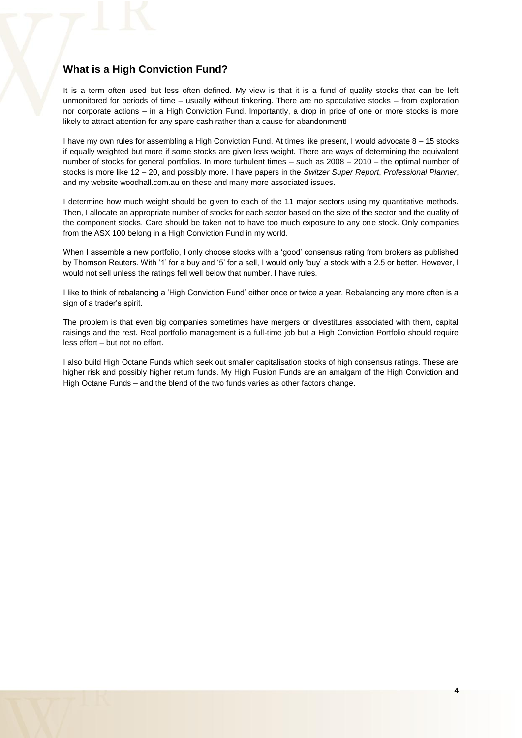## What is a High Conviction Fund?

It is a term often used but less often defined. My view is that it is a fund of quality stocks that can be left unmonitored for periods of time – usually without tinkering. There are no speculative stocks – from exploration nor corporate actions – in a High Conviction Fund. Importantly, a drop in price of one or more stocks is more likely to attract attention for any spare cash rather than a cause for abandonment!

I have my own rules for assembling a High Conviction Fund. At times like present, I would advocate 8 – 15 stocks if equally weighted but more if some stocks are given less weight. There are ways of determining the equivalent number of stocks for general portfolios. In more turbulent times – such as 2008 – 2010 – the optimal number of stocks is more like 12 – 20, and possibly more. I have papers in the *Switzer Super Report*, *Professional Planner*, and my website woodhall.com.au on these and many more associated issues.

I determine how much weight should be given to each of the 11 major sectors using my quantitative methods. Then, I allocate an appropriate number of stocks for each sector based on the size of the sector and the quality of the component stocks. Care should be taken not to have too much exposure to any one stock. Only companies from the ASX 100 belong in a High Conviction Fund in my world.

When I assemble a new portfolio, I only choose stocks with a 'good' consensus rating from brokers as published by Thomson Reuters. With '1' for a buy and '5' for a sell, I would only 'buy' a stock with a 2.5 or better. However, I would not sell unless the ratings fell well below that number. I have rules.

I like to think of rebalancing a 'High Conviction Fund' either once or twice a year. Rebalancing any more often is a sign of a trader's spirit.

The problem is that even big companies sometimes have mergers or divestitures associated with them, capital raisings and the rest. Real portfolio management is a full-time job but a High Conviction Portfolio should require less effort – but not no effort.

I also build High Octane Funds which seek out smaller capitalisation stocks of high consensus ratings. These are higher risk and possibly higher return funds. My High Fusion Funds are an amalgam of the High Conviction and High Octane Funds – and the blend of the two funds varies as other factors change.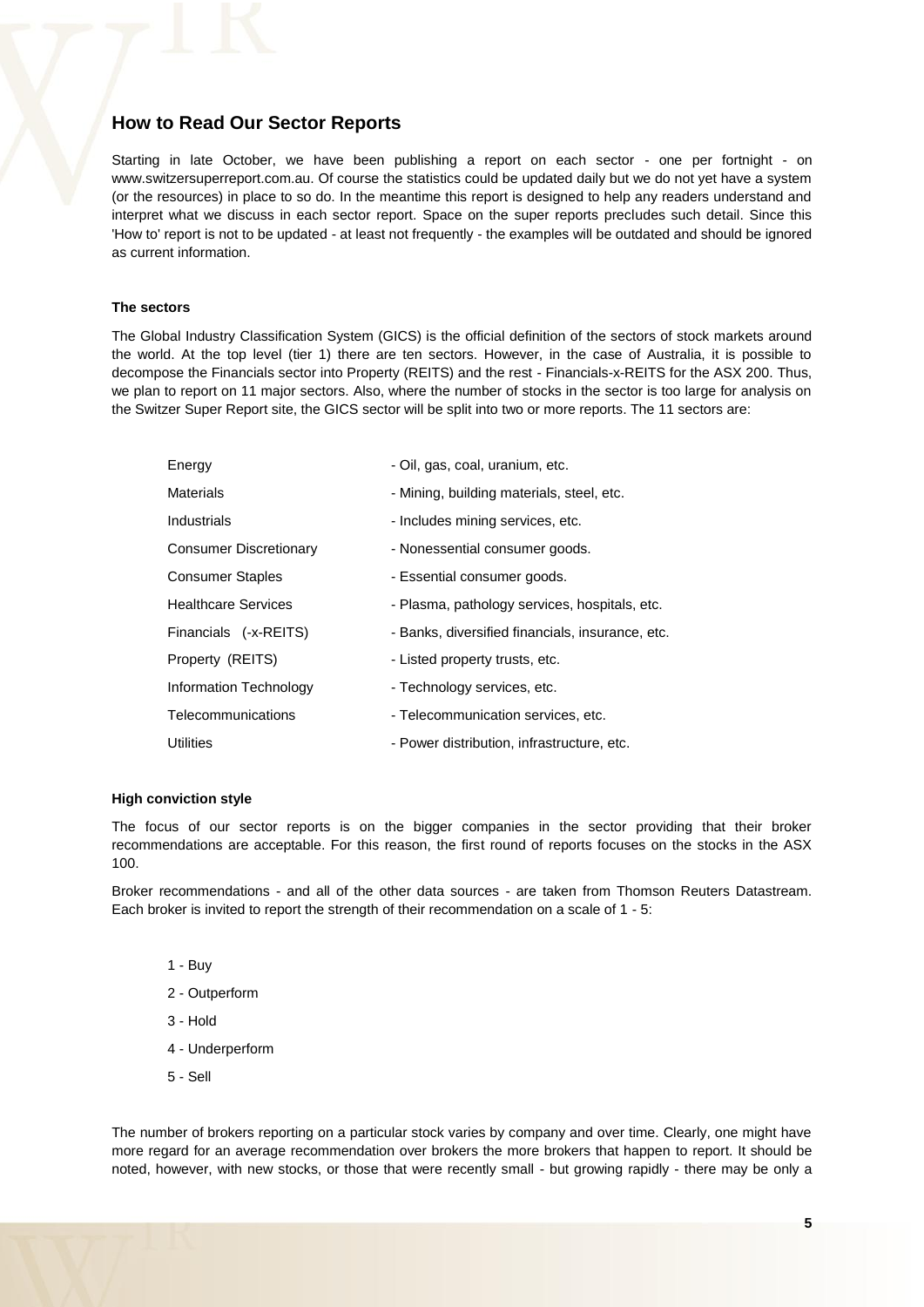## How to Read Our Sector Reports

Starting in late October, we have been publishing a report on each sector - one per fortnight - on www.switzersuperreport.com.au. Of course the statistics could be updated daily but we do not yet have a system (or the resources) in place to so do. In the meantime this report is designed to help any readers understand and interpret what we discuss in each sector report. Space on the super reports precludes such detail. Since this 'How to' report is not to be updated - at least not frequently - the examples will be outdated and should be ignored as current information.

#### The sectors

The Global Industry Classification System (GICS) is the official definition of the sectors of stock markets around the world. At the top level (tier 1) there are ten sectors. However, in the case of Australia, it is possible to decompose the Financials sector into Property (REITS) and the rest - Financials-x-REITS for the ASX 200. Thus, we plan to report on 11 major sectors. Also, where the number of stocks in the sector is too large for analysis on the Switzer Super Report site, the GICS sector will be split into two or more reports. The 11 sectors are:

| | |
|---|---|
| Energy | - Oil, gas, coal, uranium, etc. |
| Materials | - Mining, building materials, steel, etc. |
| Industrials | - Includes mining services, etc. |
| Consumer Discretionary | - Nonessential consumer goods. |
| Consumer Staples | - Essential consumer goods. |
| Healthcare Services | - Plasma, pathology services, hospitals, etc. |
| Financials (-x-REITS) | - Banks, diversified financials, insurance, etc. |
| Property (REITS) | - Listed property trusts, etc. |
| Information Technology | - Technology services, etc. |
| Telecommunications | - Telecommunication services, etc. |
| Utilities | - Power distribution, infrastructure, etc. |

#### High conviction style

The focus of our sector reports is on the bigger companies in the sector providing that their broker recommendations are acceptable. For this reason, the first round of reports focuses on the stocks in the ASX 100.

Broker recommendations - and all of the other data sources - are taken from Thomson Reuters Datastream. Each broker is invited to report the strength of their recommendation on a scale of 1 - 5:

- 1 - Buy
- 2 - Outperform
- 3 - Hold
- 4 - Underperform
- 5 - Sell

The number of brokers reporting on a particular stock varies by company and over time. Clearly, one might have more regard for an average recommendation over brokers the more brokers that happen to report. It should be noted, however, with new stocks, or those that were recently small - but growing rapidly - there may be only a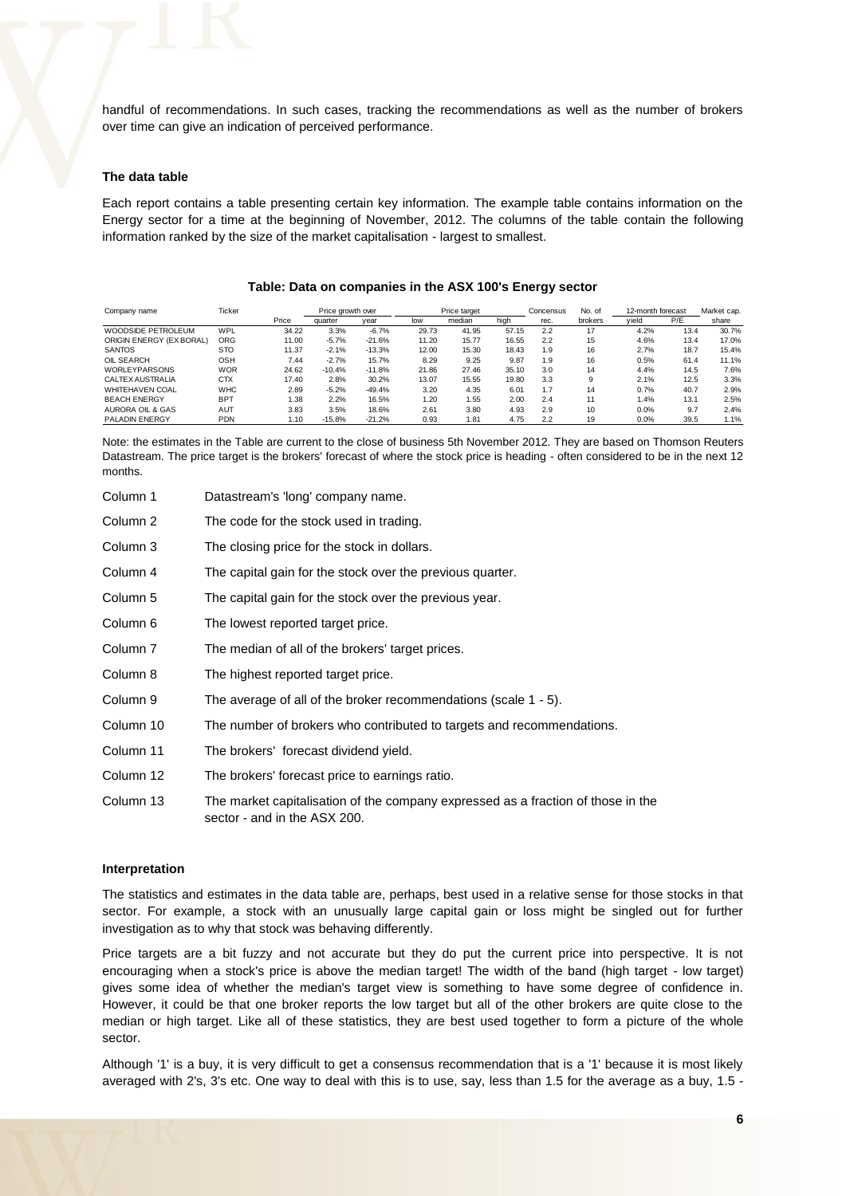handful of recommendations. In such cases, tracking the recommendations as well as the number of brokers over time can give an indication of perceived performance.

#### The data table

Each report contains a table presenting certain key information. The example table contains information on the Energy sector for a time at the beginning of November, 2012. The columns of the table contain the following information ranked by the size of the market capitalisation - largest to smallest.

**Table: Data on companies in the ASX 100's Energy sector**

| Company name | Ticker | | Price growth over | | Price target | | | Consensus | No. of | 12-month forecast | | Market cap. |
|---|---|---|---|---|---|---|---|---|---|---|---|---|
| | | Price | quarter | year | low | median | high | rec. | brokers | yield | P/E | share |
| WOODSIDE PETROLEUM | WPL | 34.22 | 3.3% | -6.7% | 29.73 | 41.95 | 57.15 | 2.2 | 17 | 4.2% | 13.4 | 30.7% |
| ORIGIN ENERGY (EX BORAL) | ORG | 11.00 | -5.7% | -21.6% | 11.20 | 15.77 | 16.55 | 2.2 | 15 | 4.6% | 13.4 | 17.0% |
| SANTOS | STO | 11.37 | -2.1% | -13.3% | 12.00 | 15.30 | 18.43 | 1.9 | 16 | 2.7% | 18.7 | 15.4% |
| OIL SEARCH | OSH | 7.44 | -2.7% | 15.7% | 8.29 | 9.25 | 9.87 | 1.9 | 16 | 0.5% | 61.4 | 11.1% |
| WORLEYPARSONS | WOR | 24.62 | -10.4% | -11.8% | 21.86 | 27.46 | 35.10 | 3.0 | 14 | 4.4% | 14.5 | 7.6% |
| CALTEX AUSTRALIA | CTX | 17.40 | 2.8% | 30.2% | 13.07 | 15.55 | 19.80 | 3.3 | 9 | 2.1% | 12.5 | 3.3% |
| WHITEHAVEN COAL | WHC | 2.89 | -5.2% | -49.4% | 3.20 | 4.35 | 6.01 | 1.7 | 14 | 0.7% | 40.7 | 2.9% |
| BEACH ENERGY | BPT | 1.38 | 2.2% | 16.5% | 1.20 | 1.55 | 2.00 | 2.4 | 11 | 1.4% | 13.1 | 2.5% |
| AURORA OIL & GAS | AUT | 3.83 | 3.5% | 18.6% | 2.61 | 3.80 | 4.93 | 2.9 | 10 | 0.0% | 9.7 | 2.4% |
| PALADIN ENERGY | PDN | 1.10 | -15.8% | -21.2% | 0.93 | 1.81 | 4.75 | 2.2 | 19 | 0.0% | 39.5 | 1.1% |

Note: the estimates in the Table are current to the close of business 5th November 2012. They are based on Thomson Reuters Datastream. The price target is the brokers' forecast of where the stock price is heading - often considered to be in the next 12 months.

| | |
|---|---|
| Column 1 | Datastream's 'long' company name. |
| Column 2 | The code for the stock used in trading. |
| Column 3 | The closing price for the stock in dollars. |
| Column 4 | The capital gain for the stock over the previous quarter. |
| Column 5 | The capital gain for the stock over the previous year. |
| Column 6 | The lowest reported target price. |
| Column 7 | The median of all of the brokers' target prices. |
| Column 8 | The highest reported target price. |
| Column 9 | The average of all of the broker recommendations (scale 1 - 5). |
| Column 10 | The number of brokers who contributed to targets and recommendations. |
| Column 11 | The brokers' forecast dividend yield. |
| Column 12 | The brokers' forecast price to earnings ratio. |
| Column 13 | The market capitalisation of the company expressed as a fraction of those in the sector - and in the ASX 200. |

#### Interpretation

The statistics and estimates in the data table are, perhaps, best used in a relative sense for those stocks in that sector. For example, a stock with an unusually large capital gain or loss might be singled out for further investigation as to why that stock was behaving differently.

Price targets are a bit fuzzy and not accurate but they do put the current price into perspective. It is not encouraging when a stock's price is above the median target! The width of the band (high target - low target) gives some idea of whether the median's target view is something to have some degree of confidence in. However, it could be that one broker reports the low target but all of the other brokers are quite close to the median or high target. Like all of these statistics, they are best used together to form a picture of the whole sector.

Although '1' is a buy, it is very difficult to get a consensus recommendation that is a '1' because it is most likely averaged with 2's, 3's etc. One way to deal with this is to use, say, less than 1.5 for the average as a buy, 1.5 -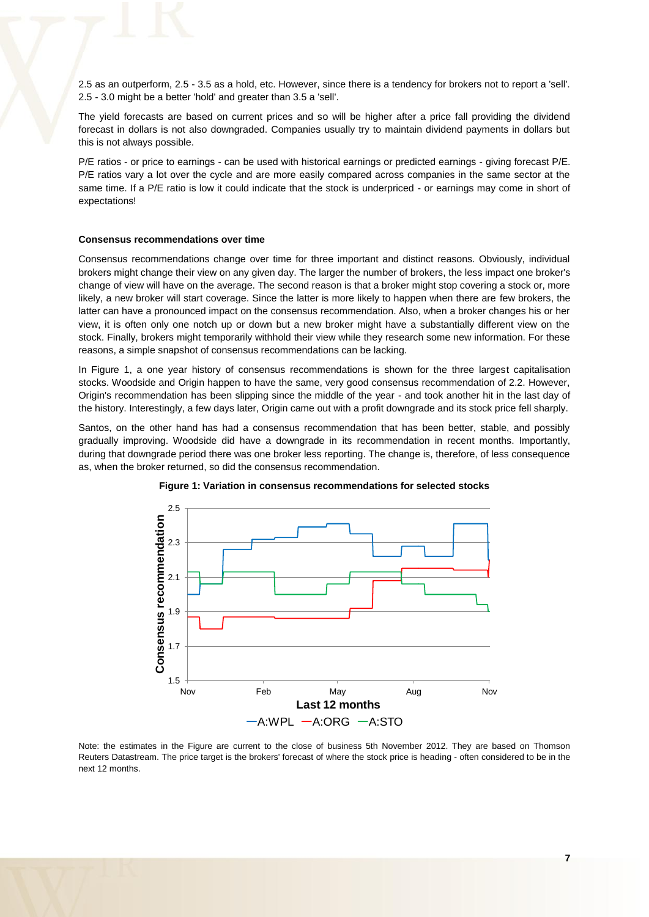2.5 as an outperform, 2.5 - 3.5 as a hold, etc. However, since there is a tendency for brokers not to report a 'sell'. 2.5 - 3.0 might be a better 'hold' and greater than 3.5 a 'sell'.

The yield forecasts are based on current prices and so will be higher after a price fall providing the dividend forecast in dollars is not also downgraded. Companies usually try to maintain dividend payments in dollars but this is not always possible.

P/E ratios - or price to earnings - can be used with historical earnings or predicted earnings - giving forecast P/E. P/E ratios vary a lot over the cycle and are more easily compared across companies in the same sector at the same time. If a P/E ratio is low it could indicate that the stock is underpriced - or earnings may come in short of expectations!

**Consensus recommendations over time**

Consensus recommendations change over time for three important and distinct reasons. Obviously, individual brokers might change their view on any given day. The larger the number of brokers, the less impact one broker's change of view will have on the average. The second reason is that a broker might stop covering a stock or, more likely, a new broker will start coverage. Since the latter is more likely to happen when there are few brokers, the latter can have a pronounced impact on the consensus recommendation. Also, when a broker changes his or her view, it is often only one notch up or down but a new broker might have a substantially different view on the stock. Finally, brokers might temporarily withhold their view while they research some new information. For these reasons, a simple snapshot of consensus recommendations can be lacking.

In Figure 1, a one year history of consensus recommendations is shown for the three largest capitalisation stocks. Woodside and Origin happen to have the same, very good consensus recommendation of 2.2. However, Origin's recommendation has been slipping since the middle of the year - and took another hit in the last day of the history. Interestingly, a few days later, Origin came out with a profit downgrade and its stock price fell sharply.

Santos, on the other hand has had a consensus recommendation that has been better, stable, and possibly gradually improving. Woodside did have a downgrade in its recommendation in recent months. Importantly, during that downgrade period there was one broker less reporting. The change is, therefore, of less consequence as, when the broker returned, so did the consensus recommendation.

**Figure 1: Variation in consensus recommendations for selected stocks**

Note: the estimates in the Figure are current to the close of business 5th November 2012. They are based on Thomson Reuters Datastream. The price target is the brokers' forecast of where the stock price is heading - often considered to be in the next 12 months.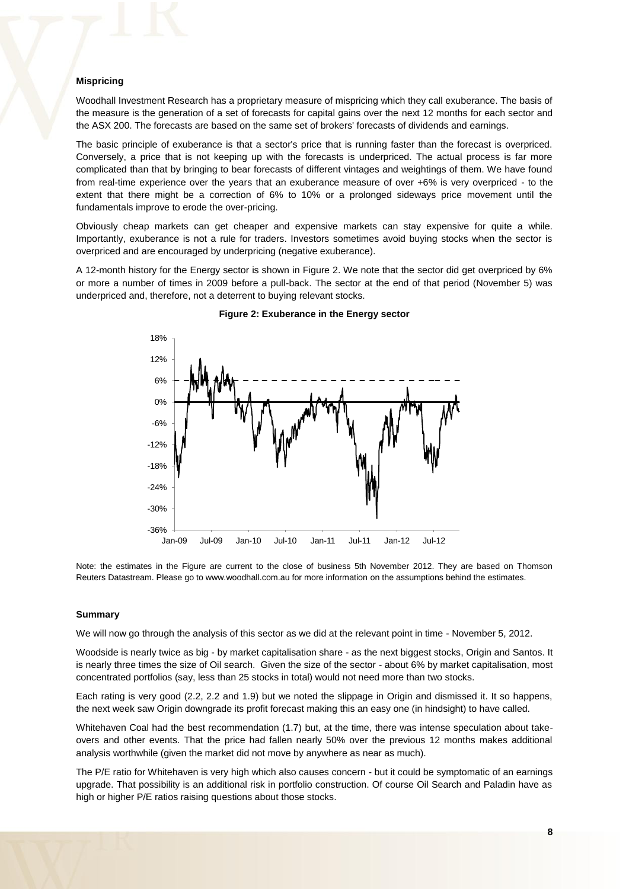#### Mispricing

Woodhall Investment Research has a proprietary measure of mispricing which they call exuberance. The basis of the measure is the generation of a set of forecasts for capital gains over the next 12 months for each sector and the ASX 200. The forecasts are based on the same set of brokers' forecasts of dividends and earnings.

The basic principle of exuberance is that a sector's price that is running faster than the forecast is overpriced. Conversely, a price that is not keeping up with the forecasts is underpriced. The actual process is far more complicated than that by bringing to bear forecasts of different vintages and weightings of them. We have found from real-time experience over the years that an exuberance measure of over +6% is very overpriced - to the extent that there might be a correction of 6% to 10% or a prolonged sideways price movement until the fundamentals improve to erode the over-pricing.

Obviously cheap markets can get cheaper and expensive markets can stay expensive for quite a while. Importantly, exuberance is not a rule for traders. Investors sometimes avoid buying stocks when the sector is overpriced and are encouraged by underpricing (negative exuberance).

A 12-month history for the Energy sector is shown in Figure 2. We note that the sector did get overpriced by 6% or more a number of times in 2009 before a pull-back. The sector at the end of that period (November 5) was underpriced and, therefore, not a deterrent to buying relevant stocks.

**Figure 2: Exuberance in the Energy sector**

Note: the estimates in the Figure are current to the close of business 5th November 2012. They are based on Thomson Reuters Datastream. Please go to www.woodhall.com.au for more information on the assumptions behind the estimates.

#### Summary

We will now go through the analysis of this sector as we did at the relevant point in time - November 5, 2012.

Woodside is nearly twice as big - by market capitalisation share - as the next biggest stocks, Origin and Santos. It is nearly three times the size of Oil search. Given the size of the sector - about 6% by market capitalisation, most concentrated portfolios (say, less than 25 stocks in total) would not need more than two stocks.

Each rating is very good (2.2, 2.2 and 1.9) but we noted the slippage in Origin and dismissed it. It so happens, the next week saw Origin downgrade its profit forecast making this an easy one (in hindsight) to have called.

Whitehaven Coal had the best recommendation (1.7) but, at the time, there was intense speculation about take-overs and other events. That the price had fallen nearly 50% over the previous 12 months makes additional analysis worthwhile (given the market did not move by anywhere as near as much).

The P/E ratio for Whitehaven is very high which also causes concern - but it could be symptomatic of an earnings upgrade. That possibility is an additional risk in portfolio construction. Of course Oil Search and Paladin have as high or higher P/E ratios raising questions about those stocks.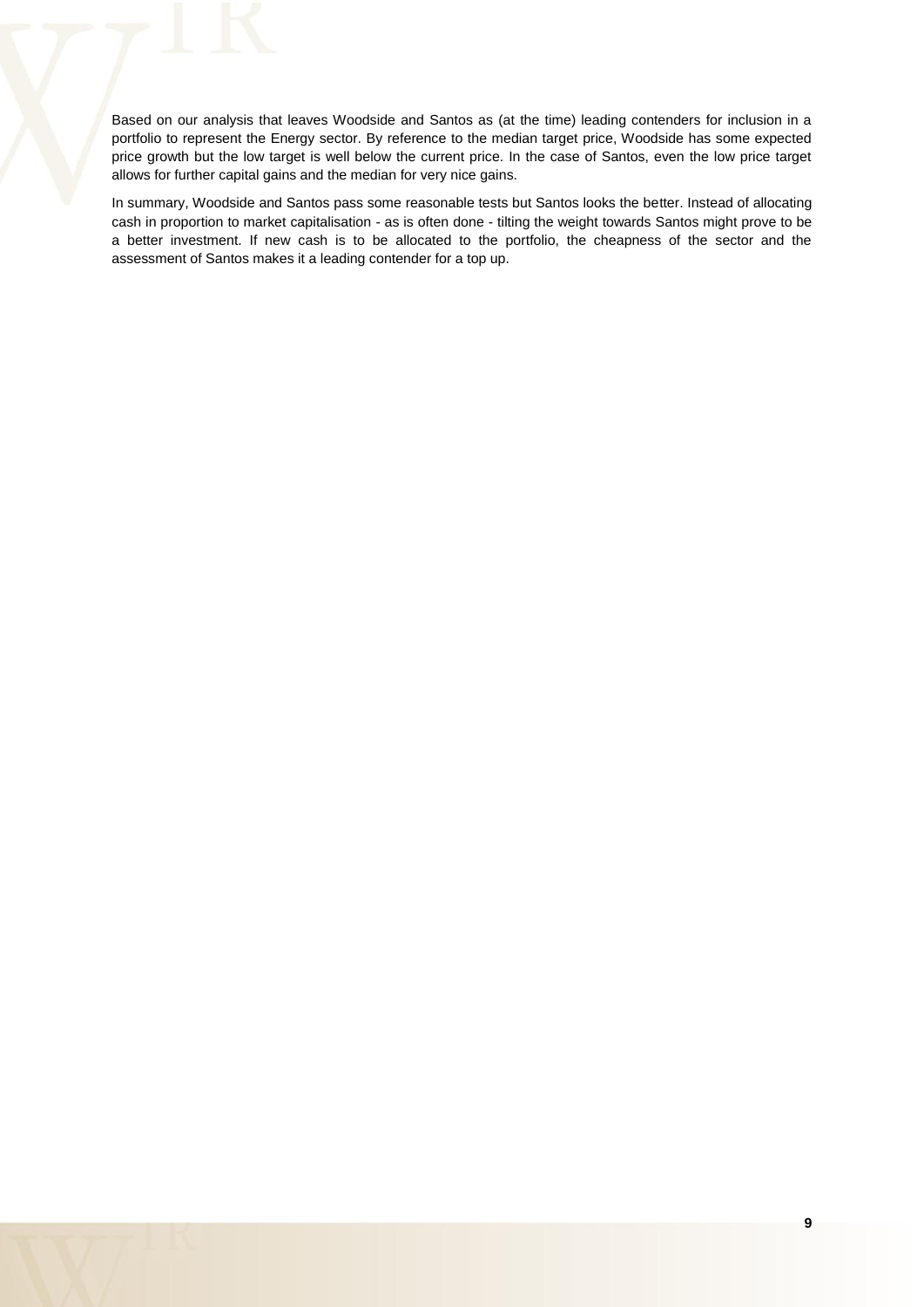Based on our analysis that leaves Woodside and Santos as (at the time) leading contenders for inclusion in a portfolio to represent the Energy sector. By reference to the median target price, Woodside has some expected price growth but the low target is well below the current price. In the case of Santos, even the low price target allows for further capital gains and the median for very nice gains.

In summary, Woodside and Santos pass some reasonable tests but Santos looks the better. Instead of allocating cash in proportion to market capitalisation - as is often done - tilting the weight towards Santos might prove to be a better investment. If new cash is to be allocated to the portfolio, the cheapness of the sector and the assessment of Santos makes it a leading contender for a top up.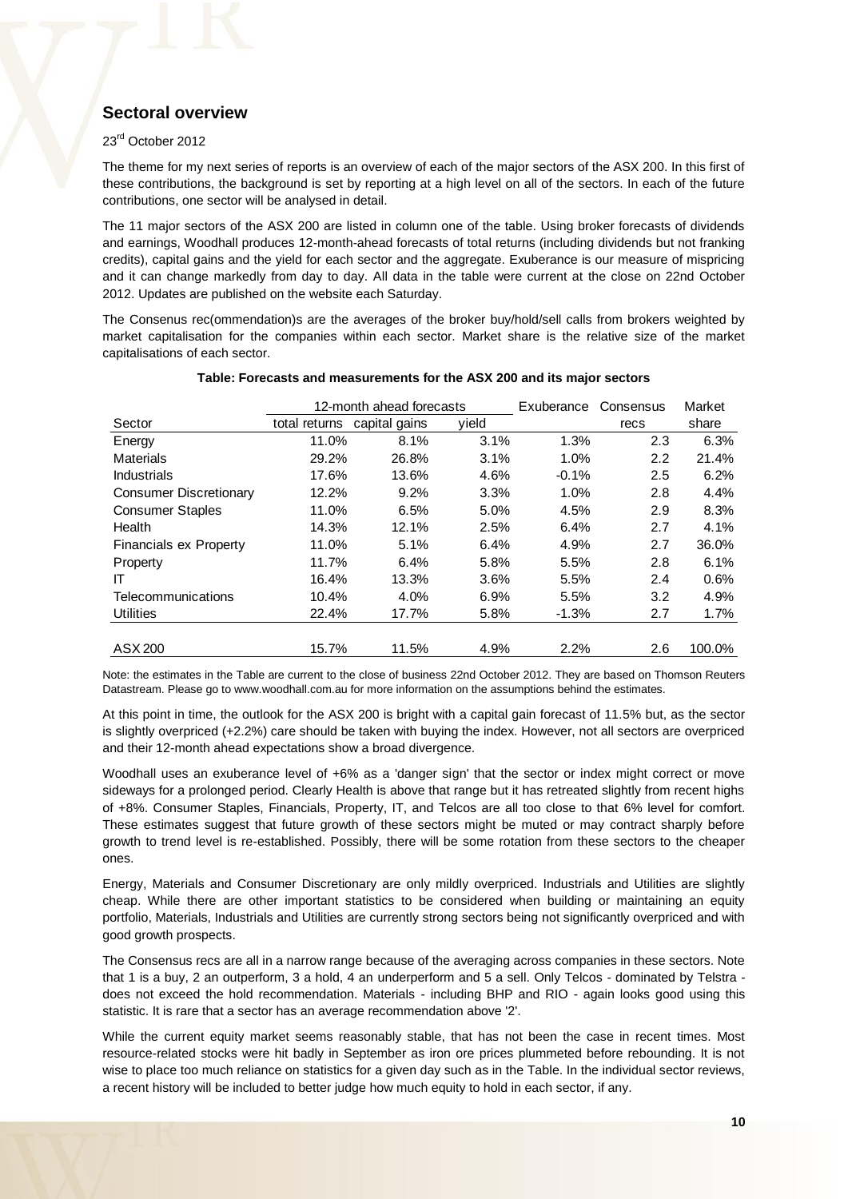## Sectoral overview

23rd October 2012

The theme for my next series of reports is an overview of each of the major sectors of the ASX 200. In this first of these contributions, the background is set by reporting at a high level on all of the sectors. In each of the future contributions, one sector will be analysed in detail.

The 11 major sectors of the ASX 200 are listed in column one of the table. Using broker forecasts of dividends and earnings, Woodhall produces 12-month-ahead forecasts of total returns (including dividends but not franking credits), capital gains and the yield for each sector and the aggregate. Exuberance is our measure of mispricing and it can change markedly from day to day. All data in the table were current at the close on 22nd October 2012. Updates are published on the website each Saturday.

The Consenus rec(ommendation)s are the averages of the broker buy/hold/sell calls from brokers weighted by market capitalisation for the companies within each sector. Market share is the relative size of the market capitalisations of each sector.

**Table: Forecasts and measurements for the ASX 200 and its major sectors**

| | 12-month ahead forecasts | | | Exuberance | Consensus | Market |
|---|---|---|---|---|---|---|
| Sector | total returns | capital gains | yield | | recs | share |
| Energy | 11.0% | 8.1% | 3.1% | 1.3% | 2.3 | 6.3% |
| Materials | 29.2% | 26.8% | 3.1% | 1.0% | 2.2 | 21.4% |
| Industrials | 17.6% | 13.6% | 4.6% | -0.1% | 2.5 | 6.2% |
| Consumer Discretionary | 12.2% | 9.2% | 3.3% | 1.0% | 2.8 | 4.4% |
| Consumer Staples | 11.0% | 6.5% | 5.0% | 4.5% | 2.9 | 8.3% |
| Health | 14.3% | 12.1% | 2.5% | 6.4% | 2.7 | 4.1% |
| Financials ex Property | 11.0% | 5.1% | 6.4% | 4.9% | 2.7 | 36.0% |
| Property | 11.7% | 6.4% | 5.8% | 5.5% | 2.8 | 6.1% |
| IT | 16.4% | 13.3% | 3.6% | 5.5% | 2.4 | 0.6% |
| Telecommunications | 10.4% | 4.0% | 6.9% | 5.5% | 3.2 | 4.9% |
| Utilities | 22.4% | 17.7% | 5.8% | -1.3% | 2.7 | 1.7% |
| ASX 200 | 15.7% | 11.5% | 4.9% | 2.2% | 2.6 | 100.0% |

Note: the estimates in the Table are current to the close of business 22nd October 2012. They are based on Thomson Reuters Datastream. Please go to www.woodhall.com.au for more information on the assumptions behind the estimates.

At this point in time, the outlook for the ASX 200 is bright with a capital gain forecast of 11.5% but, as the sector is slightly overpriced (+2.2%) care should be taken with buying the index. However, not all sectors are overpriced and their 12-month ahead expectations show a broad divergence.

Woodhall uses an exuberance level of +6% as a 'danger sign' that the sector or index might correct or move sideways for a prolonged period. Clearly Health is above that range but it has retreated slightly from recent highs of +8%. Consumer Staples, Financials, Property, IT, and Telcos are all too close to that 6% level for comfort. These estimates suggest that future growth of these sectors might be muted or may contract sharply before growth to trend level is re-established. Possibly, there will be some rotation from these sectors to the cheaper ones.

Energy, Materials and Consumer Discretionary are only mildly overpriced. Industrials and Utilities are slightly cheap. While there are other important statistics to be considered when building or maintaining an equity portfolio, Materials, Industrials and Utilities are currently strong sectors being not significantly overpriced and with good growth prospects.

The Consensus recs are all in a narrow range because of the averaging across companies in these sectors. Note that 1 is a buy, 2 an outperform, 3 a hold, 4 an underperform and 5 a sell. Only Telcos - dominated by Telstra - does not exceed the hold recommendation. Materials - including BHP and RIO - again looks good using this statistic. It is rare that a sector has an average recommendation above '2'.

While the current equity market seems reasonably stable, that has not been the case in recent times. Most resource-related stocks were hit badly in September as iron ore prices plummeted before rebounding. It is not wise to place too much reliance on statistics for a given day such as in the Table. In the individual sector reviews, a recent history will be included to better judge how much equity to hold in each sector, if any.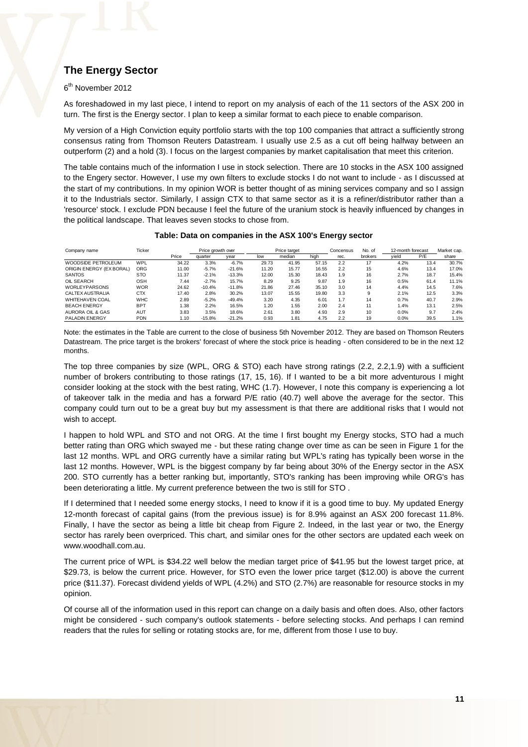## The Energy Sector

6th November 2012

As foreshadowed in my last piece, I intend to report on my analysis of each of the 11 sectors of the ASX 200 in turn. The first is the Energy sector. I plan to keep a similar format to each piece to enable comparison.

My version of a High Conviction equity portfolio starts with the top 100 companies that attract a sufficiently strong consensus rating from Thomson Reuters Datastream. I usually use 2.5 as a cut off being halfway between an outperform (2) and a hold (3). I focus on the largest companies by market capitalisation that meet this criterion.

The table contains much of the information I use in stock selection. There are 10 stocks in the ASX 100 assigned to the Engery sector. However, I use my own filters to exclude stocks I do not want to include - as I discussed at the start of my contributions. In my opinion WOR is better thought of as mining services company and so I assign it to the Industrials sector. Similarly, I assign CTX to that same sector as it is a refiner/distributor rather than a 'resource' stock. I exclude PDN because I feel the future of the uranium stock is heavily influenced by changes in the political landscape. That leaves seven stocks to chose from.

**Table: Data on companies in the ASX 100's Energy sector**

| Company name | Ticker | | Price growth over | | Price target | | | Concensus | No. of | 12-month forecast | | Market cap. |
|---|---|---|---|---|---|---|---|---|---|---|---|---|
| | | Price | quarter | year | low | median | high | rec. | brokers | yield | P/E | share |
| WOODSIDE PETROLEUM | WPL | 34.22 | 3.3% | -6.7% | 29.73 | 41.95 | 57.15 | 2.2 | 17 | 4.2% | 13.4 | 30.7% |
| ORIGIN ENERGY (EX BORAL) | ORG | 11.00 | -5.7% | -21.6% | 11.20 | 15.77 | 16.55 | 2.2 | 15 | 4.6% | 13.4 | 17.0% |
| SANTOS | STO | 11.37 | -2.1% | -13.3% | 12.00 | 15.30 | 18.43 | 1.9 | 16 | 2.7% | 18.7 | 15.4% |
| OIL SEARCH | OSH | 7.44 | -2.7% | 15.7% | 8.29 | 9.25 | 9.87 | 1.9 | 16 | 0.5% | 61.4 | 11.1% |
| WORLEYPARSONS | WOR | 24.62 | -10.4% | -11.8% | 21.86 | 27.46 | 35.10 | 3.0 | 14 | 4.4% | 14.5 | 7.6% |
| CALTEX AUSTRALIA | CTX | 17.40 | 2.8% | 30.2% | 13.07 | 15.55 | 19.80 | 3.3 | 9 | 2.1% | 12.5 | 3.3% |
| WHITEHAVEN COAL | WHC | 2.89 | -5.2% | -49.4% | 3.20 | 4.35 | 6.01 | 1.7 | 14 | 0.7% | 40.7 | 2.9% |
| BEACH ENERGY | BPT | 1.38 | 2.2% | 16.5% | 1.20 | 1.55 | 2.00 | 2.4 | 11 | 1.4% | 13.1 | 2.5% |
| AURORA OIL & GAS | AUT | 3.83 | 3.5% | 18.6% | 2.61 | 3.80 | 4.93 | 2.9 | 10 | 0.0% | 9.7 | 2.4% |
| PALADIN ENERGY | PDN | 1.10 | -15.8% | -21.2% | 0.93 | 1.81 | 4.75 | 2.2 | 19 | 0.0% | 39.5 | 1.1% |

Note: the estimates in the Table are current to the close of business 5th November 2012. They are based on Thomson Reuters Datastream. The price target is the brokers' forecast of where the stock price is heading - often considered to be in the next 12 months.

The top three companies by size (WPL, ORG & STO) each have strong ratings (2.2, 2.2,1.9) with a sufficient number of brokers contributing to those ratings (17, 15, 16). If I wanted to be a bit more adventurous I might consider looking at the stock with the best rating, WHC (1.7). However, I note this company is experiencing a lot of takeover talk in the media and has a forward P/E ratio (40.7) well above the average for the sector. This company could turn out to be a great buy but my assessment is that there are additional risks that I would not wish to accept.

I happen to hold WPL and STO and not ORG. At the time I first bought my Energy stocks, STO had a much better rating than ORG which swayed me - but these rating change over time as can be seen in Figure 1 for the last 12 months. WPL and ORG currently have a similar rating but WPL's rating has typically been worse in the last 12 months. However, WPL is the biggest company by far being about 30% of the Energy sector in the ASX 200. STO currently has a better ranking but, importantly, STO's ranking has been improving while ORG's has been deteriorating a little. My current preference between the two is still for STO .

If I determined that I needed some energy stocks, I need to know if it is a good time to buy. My updated Energy 12-month forecast of capital gains (from the previous issue) is for 8.9% against an ASX 200 forecast 11.8%. Finally, I have the sector as being a little bit cheap from Figure 2. Indeed, in the last year or two, the Energy sector has rarely been overpriced. This chart, and similar ones for the other sectors are updated each week on www.woodhall.com.au.

The current price of WPL is $34.22 well below the median target price of $41.95 but the lowest target price, at $29.73, is below the current price. However, for STO even the lower price target ($12.00) is above the current price ($11.37). Forecast dividend yields of WPL (4.2%) and STO (2.7%) are reasonable for resource stocks in my opinion.

Of course all of the information used in this report can change on a daily basis and often does. Also, other factors might be considered - such company's outlook statements - before selecting stocks. And perhaps I can remind readers that the rules for selling or rotating stocks are, for me, different from those I use to buy.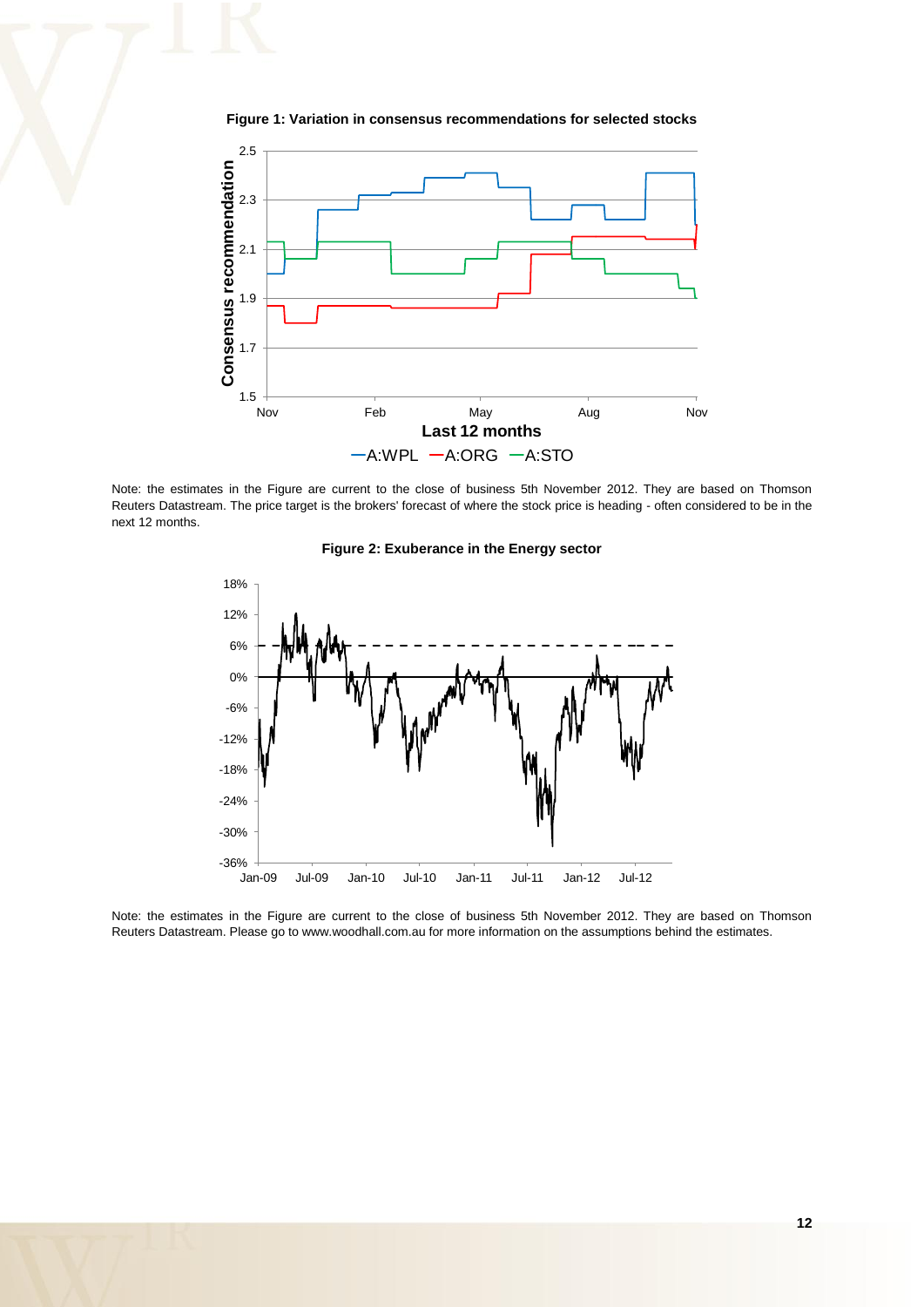**Figure 1: Variation in consensus recommendations for selected stocks**

Note: the estimates in the Figure are current to the close of business 5th November 2012. They are based on Thomson Reuters Datastream. The price target is the brokers' forecast of where the stock price is heading - often considered to be in the next 12 months.

**Figure 2: Exuberance in the Energy sector**

Note: the estimates in the Figure are current to the close of business 5th November 2012. They are based on Thomson Reuters Datastream. Please go to www.woodhall.com.au for more information on the assumptions behind the estimates.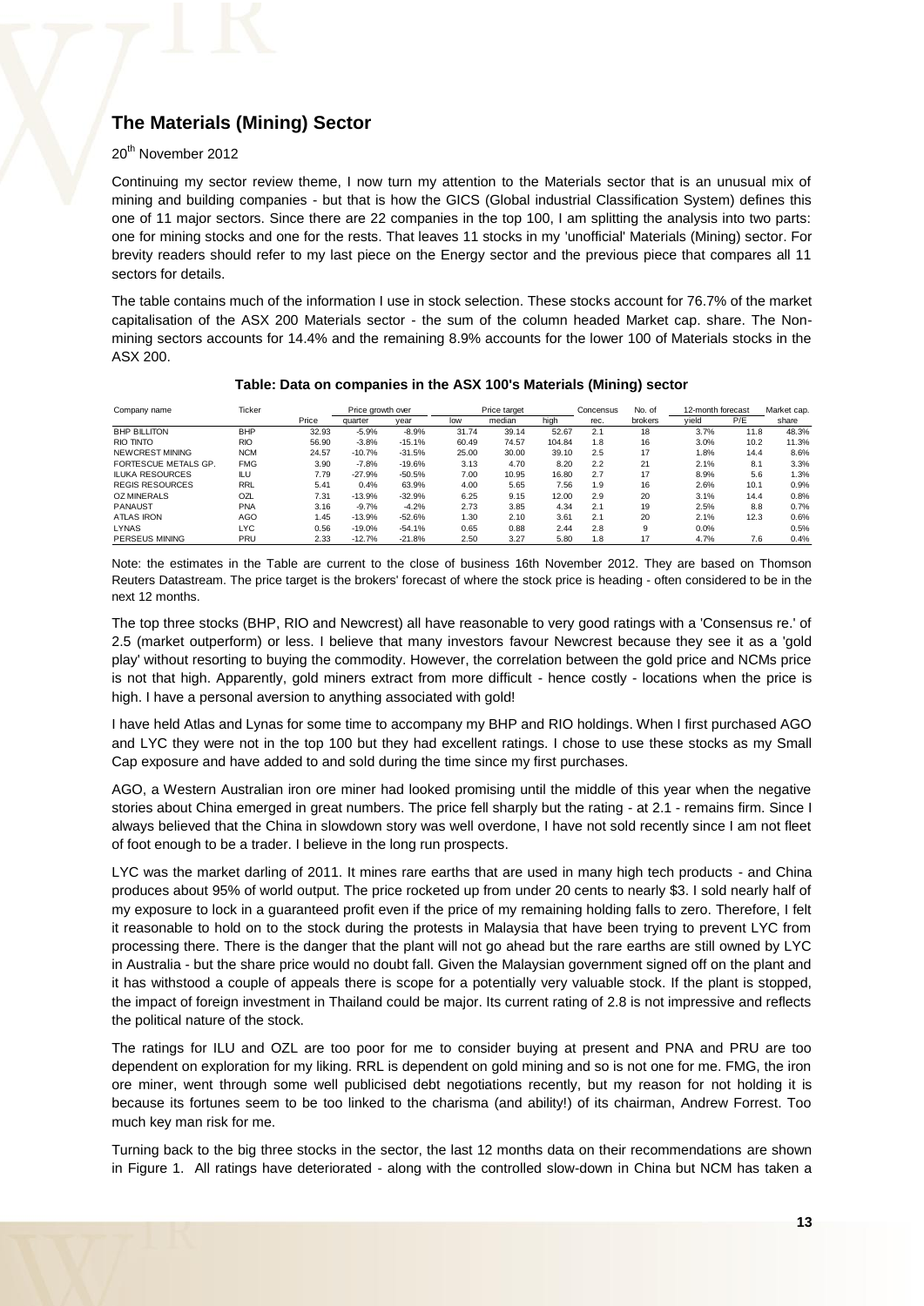## The Materials (Mining) Sector

20th November 2012

Continuing my sector review theme, I now turn my attention to the Materials sector that is an unusual mix of mining and building companies - but that is how the GICS (Global industrial Classification System) defines this one of 11 major sectors. Since there are 22 companies in the top 100, I am splitting the analysis into two parts: one for mining stocks and one for the rests. That leaves 11 stocks in my 'unofficial' Materials (Mining) sector. For brevity readers should refer to my last piece on the Energy sector and the previous piece that compares all 11 sectors for details.

The table contains much of the information I use in stock selection. These stocks account for 76.7% of the market capitalisation of the ASX 200 Materials sector - the sum of the column headed Market cap. share. The Non-mining sectors accounts for 14.4% and the remaining 8.9% accounts for the lower 100 of Materials stocks in the ASX 200.

**Table: Data on companies in the ASX 100's Materials (Mining) sector**

| Company name | Ticker | | Price growth over | | Price target | | | Concensus | No. of | 12-month forecast | | Market cap. |
|---|---|---|---|---|---|---|---|---|---|---|---|---|
| | | Price | quarter | year | low | median | high | rec. | brokers | yield | P/E | share |
| BHP BILLITON | BHP | 32.93 | -5.9% | -8.9% | 31.74 | 39.14 | 52.67 | 2.1 | 18 | 3.7% | 11.8 | 48.3% |
| RIO TINTO | RIO | 56.90 | -3.8% | -15.1% | 60.49 | 74.57 | 104.84 | 1.8 | 16 | 3.0% | 10.2 | 11.3% |
| NEWCREST MINING | NCM | 24.57 | -10.7% | -31.5% | 25.00 | 30.00 | 39.10 | 2.5 | 17 | 1.8% | 14.4 | 8.6% |
| FORTESCUE METALS GP. | FMG | 3.90 | -7.8% | -19.6% | 3.13 | 4.70 | 8.20 | 2.2 | 21 | 2.1% | 8.1 | 3.3% |
| ILUKA RESOURCES | ILU | 7.79 | -27.9% | -50.5% | 7.00 | 10.95 | 16.80 | 2.7 | 17 | 8.9% | 5.6 | 1.3% |
| REGIS RESOURCES | RRL | 5.41 | 0.4% | 63.9% | 4.00 | 5.65 | 7.56 | 1.9 | 16 | 2.6% | 10.1 | 0.9% |
| OZ MINERALS | OZL | 7.31 | -13.9% | -32.9% | 6.25 | 9.15 | 12.00 | 2.9 | 20 | 3.1% | 14.4 | 0.8% |
| PANAUST | PNA | 3.16 | -9.7% | -4.2% | 2.73 | 3.85 | 4.34 | 2.1 | 19 | 2.5% | 8.8 | 0.7% |
| ATLAS IRON | AGO | 1.45 | -13.9% | -52.6% | 1.30 | 2.10 | 3.61 | 2.1 | 20 | 2.1% | 12.3 | 0.6% |
| LYNAS | LYC | 0.56 | -19.0% | -54.1% | 0.65 | 0.88 | 2.44 | 2.8 | 9 | 0.0% | | 0.5% |
| PERSEUS MINING | PRU | 2.33 | -12.7% | -21.8% | 2.50 | 3.27 | 5.80 | 1.8 | 17 | 4.7% | 7.6 | 0.4% |

Note: the estimates in the Table are current to the close of business 16th November 2012. They are based on Thomson Reuters Datastream. The price target is the brokers' forecast of where the stock price is heading - often considered to be in the next 12 months.

The top three stocks (BHP, RIO and Newcrest) all have reasonable to very good ratings with a 'Consensus re.' of 2.5 (market outperform) or less. I believe that many investors favour Newcrest because they see it as a 'gold play' without resorting to buying the commodity. However, the correlation between the gold price and NCMs price is not that high. Apparently, gold miners extract from more difficult - hence costly - locations when the price is high. I have a personal aversion to anything associated with gold!

I have held Atlas and Lynas for some time to accompany my BHP and RIO holdings. When I first purchased AGO and LYC they were not in the top 100 but they had excellent ratings. I chose to use these stocks as my Small Cap exposure and have added to and sold during the time since my first purchases.

AGO, a Western Australian iron ore miner had looked promising until the middle of this year when the negative stories about China emerged in great numbers. The price fell sharply but the rating - at 2.1 - remains firm. Since I always believed that the China in slowdown story was well overdone, I have not sold recently since I am not fleet of foot enough to be a trader. I believe in the long run prospects.

LYC was the market darling of 2011. It mines rare earths that are used in many high tech products - and China produces about 95% of world output. The price rocketed up from under 20 cents to nearly $3. I sold nearly half of my exposure to lock in a guaranteed profit even if the price of my remaining holding falls to zero. Therefore, I felt it reasonable to hold on to the stock during the protests in Malaysia that have been trying to prevent LYC from processing there. There is the danger that the plant will not go ahead but the rare earths are still owned by LYC in Australia - but the share price would no doubt fall. Given the Malaysian government signed off on the plant and it has withstood a couple of appeals there is scope for a potentially very valuable stock. If the plant is stopped, the impact of foreign investment in Thailand could be major. Its current rating of 2.8 is not impressive and reflects the political nature of the stock.

The ratings for ILU and OZL are too poor for me to consider buying at present and PNA and PRU are too dependent on exploration for my liking. RRL is dependent on gold mining and so is not one for me. FMG, the iron ore miner, went through some well publicised debt negotiations recently, but my reason for not holding it is because its fortunes seem to be too linked to the charisma (and ability!) of its chairman, Andrew Forrest. Too much key man risk for me.

Turning back to the big three stocks in the sector, the last 12 months data on their recommendations are shown in Figure 1. All ratings have deteriorated - along with the controlled slow-down in China but NCM has taken a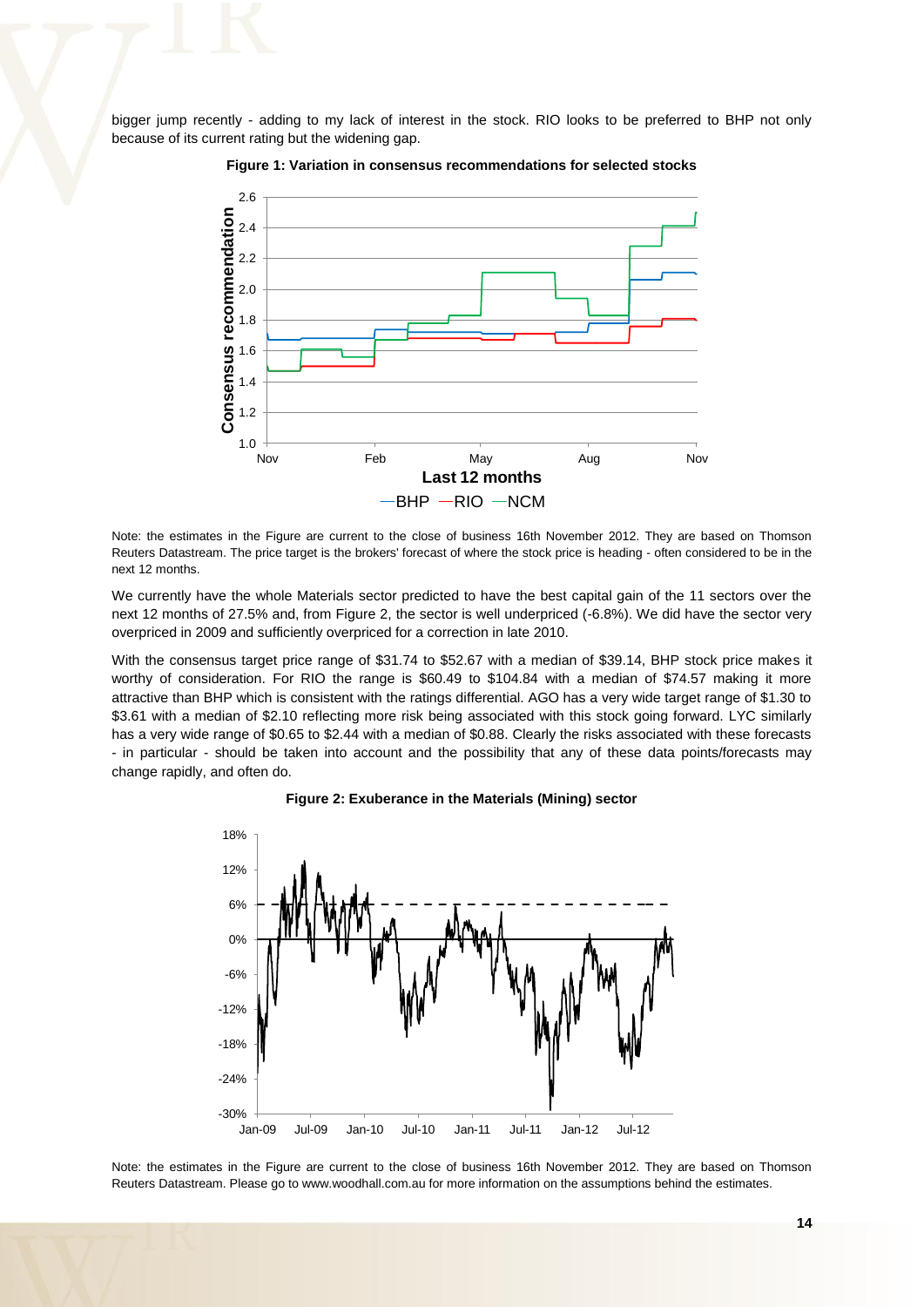bigger jump recently - adding to my lack of interest in the stock. RIO looks to be preferred to BHP not only because of its current rating but the widening gap.

**Figure 1: Variation in consensus recommendations for selected stocks**

Note: the estimates in the Figure are current to the close of business 16th November 2012. They are based on Thomson Reuters Datastream. The price target is the brokers' forecast of where the stock price is heading - often considered to be in the next 12 months.

We currently have the whole Materials sector predicted to have the best capital gain of the 11 sectors over the next 12 months of 27.5% and, from Figure 2, the sector is well underpriced (-6.8%). We did have the sector very overpriced in 2009 and sufficiently overpriced for a correction in late 2010.

With the consensus target price range of $31.74 to $52.67 with a median of $39.14, BHP stock price makes it worthy of consideration. For RIO the range is $60.49 to $104.84 with a median of $74.57 making it more attractive than BHP which is consistent with the ratings differential. AGO has a very wide target range of $1.30 to $3.61 with a median of $2.10 reflecting more risk being associated with this stock going forward. LYC similarly has a very wide range of $0.65 to $2.44 with a median of $0.88. Clearly the risks associated with these forecasts - in particular - should be taken into account and the possibility that any of these data points/forecasts may change rapidly, and often do.

**Figure 2: Exuberance in the Materials (Mining) sector**

Note: the estimates in the Figure are current to the close of business 16th November 2012. They are based on Thomson Reuters Datastream. Please go to www.woodhall.com.au for more information on the assumptions behind the estimates.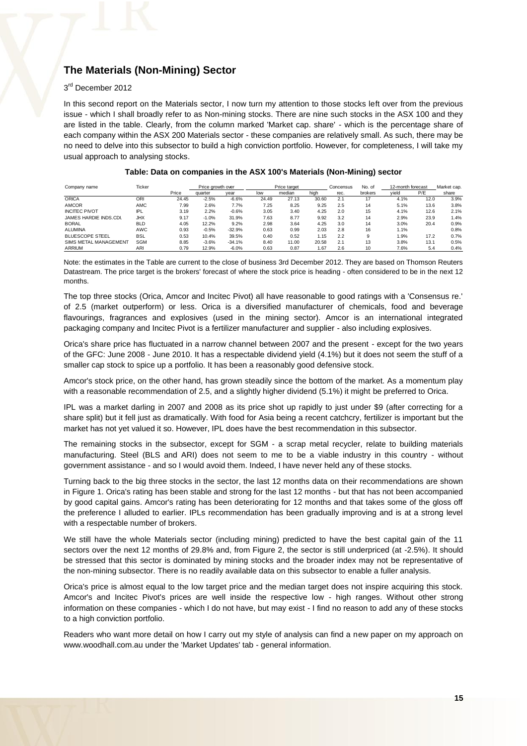## The Materials (Non-Mining) Sector

3rd December 2012

In this second report on the Materials sector, I now turn my attention to those stocks left over from the previous issue - which I shall broadly refer to as Non-mining stocks. There are nine such stocks in the ASX 100 and they are listed in the table. Clearly, from the column marked 'Market cap. share' - which is the percentage share of each company within the ASX 200 Materials sector - these companies are relatively small. As such, there may be no need to delve into this subsector to build a high conviction portfolio. However, for completeness, I will take my usual approach to analysing stocks.

**Table: Data on companies in the ASX 100's Materials (Non-Mining) sector**

| Company name | Ticker | Price | Price growth over | | Price target | | | Concensus | No. of | 12-month forecast | | Market cap. |
|---|---|---|---|---|---|---|---|---|---|---|---|---|
| | | | quarter | year | low | median | high | rec. | brokers | yield | P/E | share |
| ORICA | ORI | 24.45 | -2.5% | -6.6% | 24.49 | 27.13 | 30.60 | 2.1 | 17 | 4.1% | 12.0 | 3.9% |
| AMCOR | AMC | 7.99 | 2.6% | 7.7% | 7.25 | 8.25 | 9.25 | 2.5 | 14 | 5.1% | 13.6 | 3.8% |
| INCITEC PIVOT | IPL | 3.19 | 2.2% | -0.6% | 3.05 | 3.40 | 4.25 | 2.0 | 15 | 4.1% | 12.6 | 2.1% |
| JAMES HARDIE INDS.CDI. | JHX | 9.17 | -1.0% | 31.9% | 7.63 | 8.77 | 9.92 | 3.2 | 14 | 2.9% | 23.9 | 1.4% |
| BORAL | BLD | 4.05 | 12.2% | 9.2% | 2.98 | 3.64 | 4.25 | 3.0 | 14 | 3.0% | 20.4 | 0.9% |
| ALUMINA | AWC | 0.93 | -0.5% | -32.9% | 0.63 | 0.99 | 2.03 | 2.8 | 16 | 1.1% | | 0.8% |
| BLUESCOPE STEEL | BSL | 0.53 | 10.4% | 39.5% | 0.40 | 0.52 | 1.15 | 2.2 | 9 | 1.9% | 17.2 | 0.7% |
| SIMS METAL MANAGEMENT | SGM | 8.85 | -3.6% | -34.1% | 8.40 | 11.00 | 20.58 | 2.1 | 13 | 3.8% | 13.1 | 0.5% |
| ARRIUM | ARI | 0.79 | 12.9% | -6.0% | 0.63 | 0.87 | 1.67 | 2.6 | 10 | 7.6% | 5.4 | 0.4% |

Note: the estimates in the Table are current to the close of business 3rd December 2012. They are based on Thomson Reuters Datastream. The price target is the brokers' forecast of where the stock price is heading - often considered to be in the next 12 months.

The top three stocks (Orica, Amcor and Incitec Pivot) all have reasonable to good ratings with a 'Consensus re.' of 2.5 (market outperform) or less. Orica is a diversified manufacturer of chemicals, food and beverage flavourings, fragrances and explosives (used in the mining sector). Amcor is an international integrated packaging company and Incitec Pivot is a fertilizer manufacturer and supplier - also including explosives.

Orica's share price has fluctuated in a narrow channel between 2007 and the present - except for the two years of the GFC: June 2008 - June 2010. It has a respectable dividend yield (4.1%) but it does not seem the stuff of a smaller cap stock to spice up a portfolio. It has been a reasonably good defensive stock.

Amcor's stock price, on the other hand, has grown steadily since the bottom of the market. As a momentum play with a reasonable recommendation of 2.5, and a slightly higher dividend (5.1%) it might be preferred to Orica.

IPL was a market darling in 2007 and 2008 as its price shot up rapidly to just under $9 (after correcting for a share split) but it fell just as dramatically. With food for Asia being a recent catchcry, fertilizer is important but the market has not yet valued it so. However, IPL does have the best recommendation in this subsector.

The remaining stocks in the subsector, except for SGM - a scrap metal recycler, relate to building materials manufacturing. Steel (BLS and ARI) does not seem to me to be a viable industry in this country - without government assistance - and so I would avoid them. Indeed, I have never held any of these stocks.

Turning back to the big three stocks in the sector, the last 12 months data on their recommendations are shown in Figure 1. Orica's rating has been stable and strong for the last 12 months - but that has not been accompanied by good capital gains. Amcor's rating has been deteriorating for 12 months and that takes some of the gloss off the preference I alluded to earlier. IPLs recommendation has been gradually improving and is at a strong level with a respectable number of brokers.

We still have the whole Materials sector (including mining) predicted to have the best capital gain of the 11 sectors over the next 12 months of 29.8% and, from Figure 2, the sector is still underpriced (at -2.5%). It should be stressed that this sector is dominated by mining stocks and the broader index may not be representative of the non-mining subsector. There is no readily available data on this subsector to enable a fuller analysis.

Orica's price is almost equal to the low target price and the median target does not inspire acquiring this stock. Amcor's and Incitec Pivot's prices are well inside the respective low - high ranges. Without other strong information on these companies - which I do not have, but may exist - I find no reason to add any of these stocks to a high conviction portfolio.

Readers who want more detail on how I carry out my style of analysis can find a new paper on my approach on www.woodhall.com.au under the 'Market Updates' tab - general information.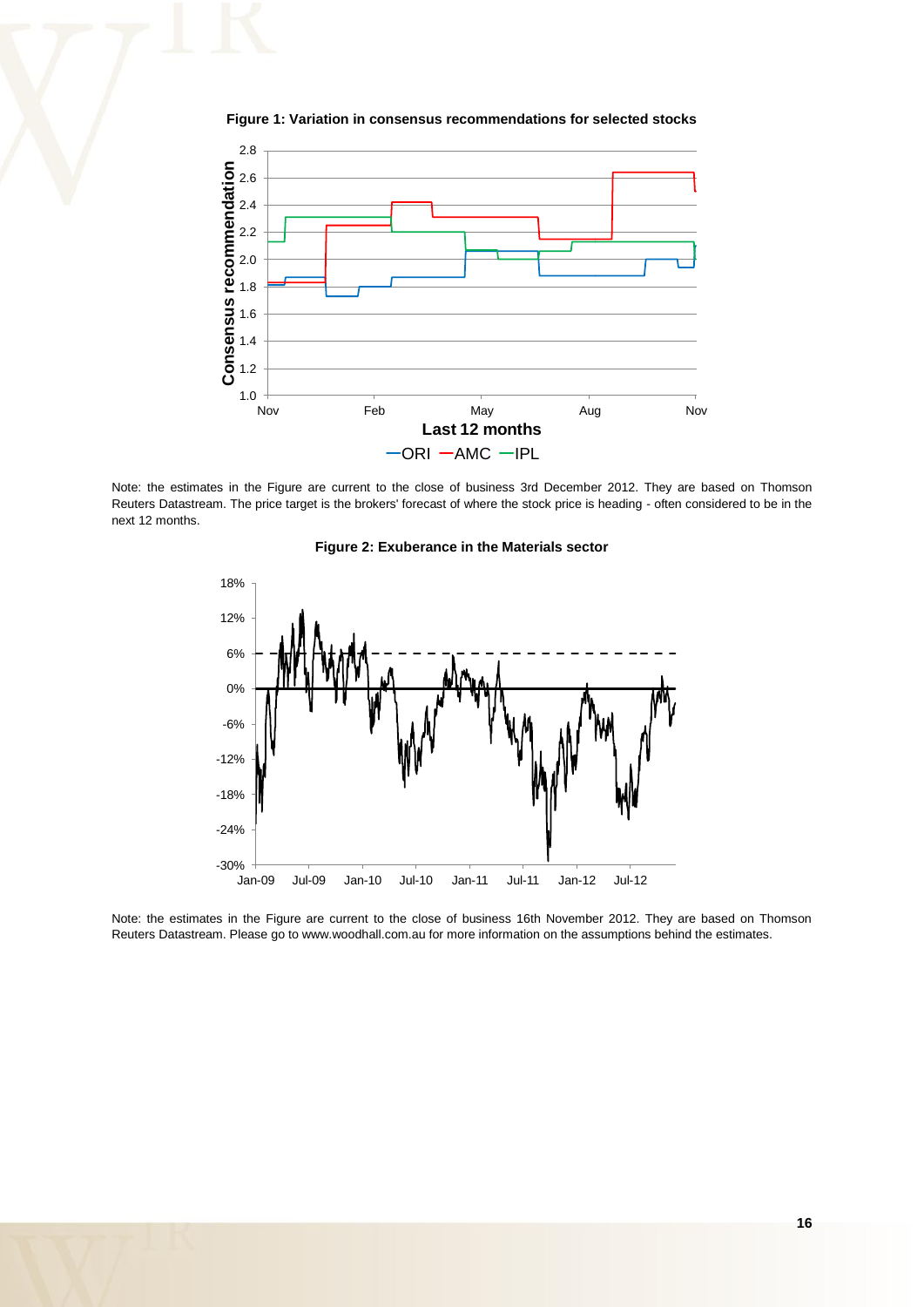**Figure 1: Variation in consensus recommendations for selected stocks**

Note: the estimates in the Figure are current to the close of business 3rd December 2012. They are based on Thomson Reuters Datastream. The price target is the brokers' forecast of where the stock price is heading - often considered to be in the next 12 months.

**Figure 2: Exuberance in the Materials sector**

Note: the estimates in the Figure are current to the close of business 16th November 2012. They are based on Thomson Reuters Datastream. Please go to www.woodhall.com.au for more information on the assumptions behind the estimates.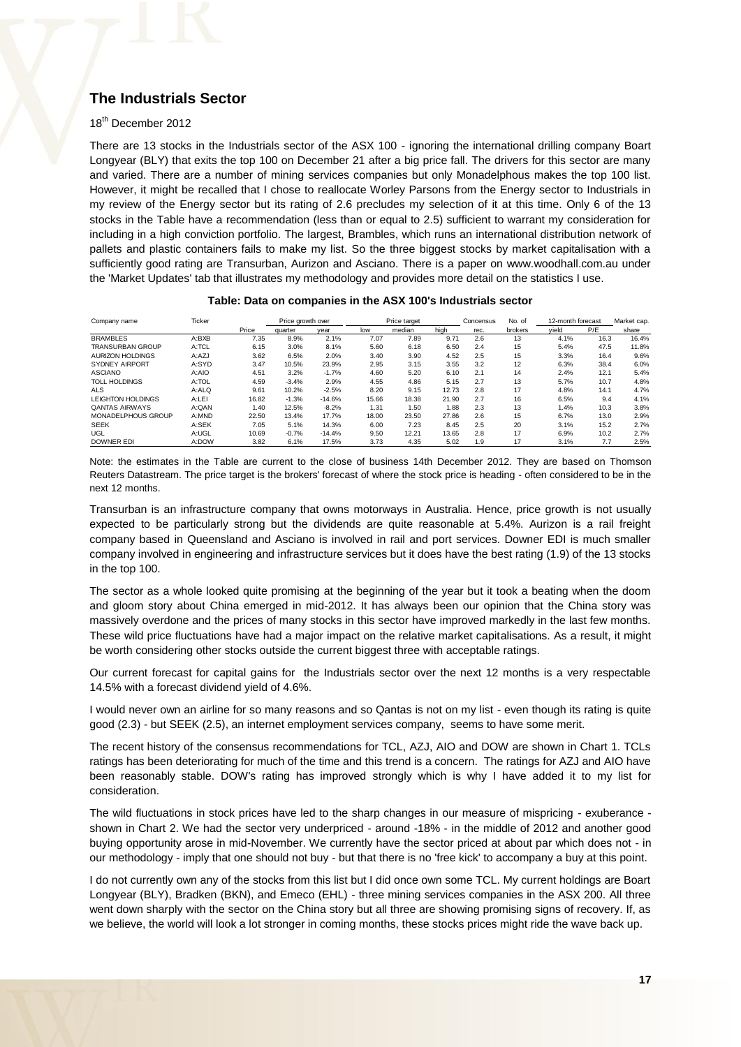## The Industrials Sector

18th December 2012

There are 13 stocks in the Industrials sector of the ASX 100 - ignoring the international drilling company Boart Longyear (BLY) that exits the top 100 on December 21 after a big price fall. The drivers for this sector are many and varied. There are a number of mining services companies but only Monadelphous makes the top 100 list. However, it might be recalled that I chose to reallocate Worley Parsons from the Energy sector to Industrials in my review of the Energy sector but its rating of 2.6 precludes my selection of it at this time. Only 6 of the 13 stocks in the Table have a recommendation (less than or equal to 2.5) sufficient to warrant my consideration for including in a high conviction portfolio. The largest, Brambles, which runs an international distribution network of pallets and plastic containers fails to make my list. So the three biggest stocks by market capitalisation with a sufficiently good rating are Transurban, Aurizon and Asciano. There is a paper on www.woodhall.com.au under the 'Market Updates' tab that illustrates my methodology and provides more detail on the statistics I use.

**Table: Data on companies in the ASX 100's Industrials sector**

| Company name | Ticker | | Price growth over | | Price target | | | Concensus | No. of | 12-month forecast | | Market cap. |
|---|---|---|---|---|---|---|---|---|---|---|---|---|
| | | Price | quarter | year | low | median | high | rec. | brokers | yield | P/E | share |
| BRAMBLES | A:BXB | 7.35 | 8.9% | 2.1% | 7.07 | 7.89 | 9.71 | 2.6 | 13 | 4.1% | 16.3 | 16.4% |
| TRANSURBAN GROUP | A:TCL | 6.15 | 3.0% | 8.1% | 5.60 | 6.18 | 6.50 | 2.4 | 15 | 5.4% | 47.5 | 11.8% |
| AURIZON HOLDINGS | A:AZJ | 3.62 | 6.5% | 2.0% | 3.40 | 3.90 | 4.52 | 2.5 | 15 | 3.3% | 16.4 | 9.6% |
| SYDNEY AIRPORT | A:SYD | 3.47 | 10.5% | 23.9% | 2.95 | 3.15 | 3.55 | 3.2 | 12 | 6.3% | 38.4 | 6.0% |
| ASCIANO | A:AIO | 4.51 | 3.2% | -1.7% | 4.60 | 5.20 | 6.10 | 2.1 | 14 | 2.4% | 12.1 | 5.4% |
| TOLL HOLDINGS | A:TOL | 4.59 | -3.4% | 2.9% | 4.55 | 4.86 | 5.15 | 2.7 | 13 | 5.7% | 10.7 | 4.8% |
| ALS | A:ALQ | 9.61 | 10.2% | -2.5% | 8.20 | 9.15 | 12.73 | 2.8 | 17 | 4.8% | 14.1 | 4.7% |
| LEIGHTON HOLDINGS | A:LEI | 16.82 | -1.3% | -14.6% | 15.66 | 18.38 | 21.90 | 2.7 | 16 | 6.5% | 9.4 | 4.1% |
| QANTAS AIRWAYS | A:QAN | 1.40 | 12.5% | -8.2% | 1.31 | 1.50 | 1.88 | 2.3 | 13 | 1.4% | 10.3 | 3.8% |
| MONADELPHOUS GROUP | A:MND | 22.50 | 13.4% | 17.7% | 18.00 | 23.50 | 27.86 | 2.6 | 15 | 6.7% | 13.0 | 2.9% |
| SEEK | A:SEK | 7.05 | 5.1% | 14.3% | 6.00 | 7.23 | 8.45 | 2.5 | 20 | 3.1% | 15.2 | 2.7% |
| UGL | A:UGL | 10.69 | -0.7% | -14.4% | 9.50 | 12.21 | 13.65 | 2.8 | 17 | 6.9% | 10.2 | 2.7% |
| DOWNER EDI | A:DOW | 3.82 | 6.1% | 17.5% | 3.73 | 4.35 | 5.02 | 1.9 | 17 | 3.1% | 7.7 | 2.5% |

Note: the estimates in the Table are current to the close of business 14th December 2012. They are based on Thomson Reuters Datastream. The price target is the brokers' forecast of where the stock price is heading - often considered to be in the next 12 months.

Transurban is an infrastructure company that owns motorways in Australia. Hence, price growth is not usually expected to be particularly strong but the dividends are quite reasonable at 5.4%. Aurizon is a rail freight company based in Queensland and Asciano is involved in rail and port services. Downer EDI is much smaller company involved in engineering and infrastructure services but it does have the best rating (1.9) of the 13 stocks in the top 100.

The sector as a whole looked quite promising at the beginning of the year but it took a beating when the doom and gloom story about China emerged in mid-2012. It has always been our opinion that the China story was massively overdone and the prices of many stocks in this sector have improved markedly in the last few months. These wild price fluctuations have had a major impact on the relative market capitalisations. As a result, it might be worth considering other stocks outside the current biggest three with acceptable ratings.

Our current forecast for capital gains for the Industrials sector over the next 12 months is a very respectable 14.5% with a forecast dividend yield of 4.6%.

I would never own an airline for so many reasons and so Qantas is not on my list - even though its rating is quite good (2.3) - but SEEK (2.5), an internet employment services company, seems to have some merit.

The recent history of the consensus recommendations for TCL, AZJ, AIO and DOW are shown in Chart 1. TCLs ratings has been deteriorating for much of the time and this trend is a concern. The ratings for AZJ and AIO have been reasonably stable. DOW's rating has improved strongly which is why I have added it to my list for consideration.

The wild fluctuations in stock prices have led to the sharp changes in our measure of mispricing - exuberance - shown in Chart 2. We had the sector very underpriced - around -18% - in the middle of 2012 and another good buying opportunity arose in mid-November. We currently have the sector priced at about par which does not - in our methodology - imply that one should not buy - but that there is no 'free kick' to accompany a buy at this point.

I do not currently own any of the stocks from this list but I did once own some TCL. My current holdings are Boart Longyear (BLY), Bradken (BKN), and Emeco (EHL) - three mining services companies in the ASX 200. All three went down sharply with the sector on the China story but all three are showing promising signs of recovery. If, as we believe, the world will look a lot stronger in coming months, these stocks prices might ride the wave back up.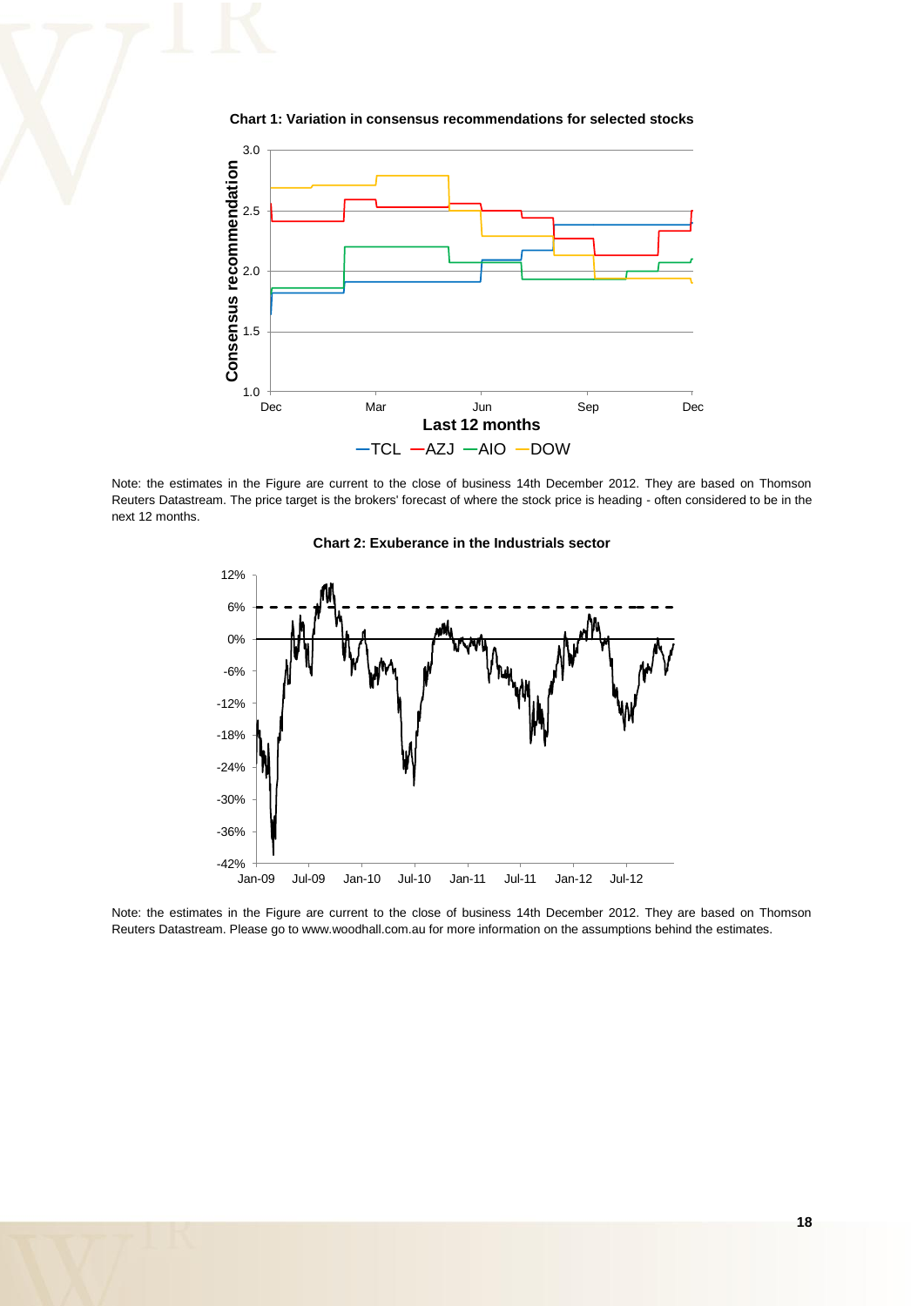**Chart 1: Variation in consensus recommendations for selected stocks**

Note: the estimates in the Figure are current to the close of business 14th December 2012. They are based on Thomson Reuters Datastream. The price target is the brokers' forecast of where the stock price is heading - often considered to be in the next 12 months.

**Chart 2: Exuberance in the Industrials sector**

Note: the estimates in the Figure are current to the close of business 14th December 2012. They are based on Thomson Reuters Datastream. Please go to www.woodhall.com.au for more information on the assumptions behind the estimates.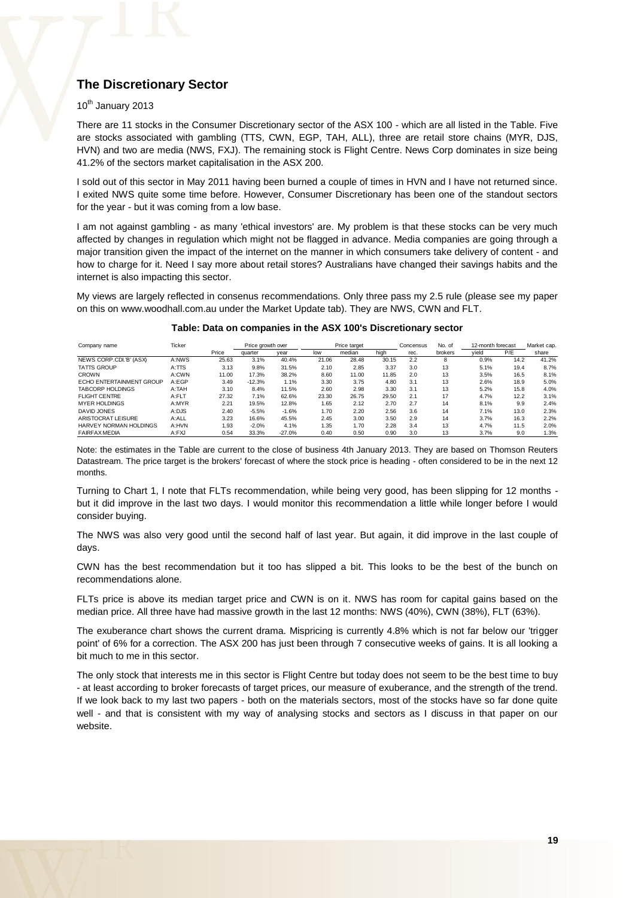## The Discretionary Sector

10th January 2013

There are 11 stocks in the Consumer Discretionary sector of the ASX 100 - which are all listed in the Table. Five are stocks associated with gambling (TTS, CWN, EGP, TAH, ALL), three are retail store chains (MYR, DJS, HVN) and two are media (NWS, FXJ). The remaining stock is Flight Centre. News Corp dominates in size being 41.2% of the sectors market capitalisation in the ASX 200.

I sold out of this sector in May 2011 having been burned a couple of times in HVN and I have not returned since. I exited NWS quite some time before. However, Consumer Discretionary has been one of the standout sectors for the year - but it was coming from a low base.

I am not against gambling - as many 'ethical investors' are. My problem is that these stocks can be very much affected by changes in regulation which might not be flagged in advance. Media companies are going through a major transition given the impact of the internet on the manner in which consumers take delivery of content - and how to charge for it. Need I say more about retail stores? Australians have changed their savings habits and the internet is also impacting this sector.

My views are largely reflected in consenus recommendations. Only three pass my 2.5 rule (please see my paper on this on www.woodhall.com.au under the Market Update tab). They are NWS, CWN and FLT.

**Table: Data on companies in the ASX 100's Discretionary sector**

| Company name | Ticker | Price | Price growth over | | Price target | | | Concensus | No. of | 12-month forecast | | Market cap. |
|---|---|---|---|---|---|---|---|---|---|---|---|---|
| | | | quarter | year | low | median | high | rec. | brokers | yield | P/E | share |
| NEWS CORP.CDI.'B' (ASX) | A:NWS | 25.63 | 3.1% | 40.4% | 21.06 | 28.48 | 30.15 | 2.2 | 8 | 0.9% | 14.2 | 41.2% |
| TATTS GROUP | A:TTS | 3.13 | 9.8% | 31.5% | 2.10 | 2.85 | 3.37 | 3.0 | 13 | 5.1% | 19.4 | 8.7% |
| CROWN | A:CWN | 11.00 | 17.3% | 38.2% | 8.60 | 11.00 | 11.85 | 2.0 | 13 | 3.5% | 16.5 | 8.1% |
| ECHO ENTERTAINMENT GROUP | A:EGP | 3.49 | -12.3% | 1.1% | 3.30 | 3.75 | 4.80 | 3.1 | 13 | 2.6% | 18.9 | 5.0% |
| TABCORP HOLDINGS | A:TAH | 3.10 | 8.4% | 11.5% | 2.60 | 2.98 | 3.30 | 3.1 | 13 | 5.2% | 15.8 | 4.0% |
| FLIGHT CENTRE | A:FLT | 27.32 | 7.1% | 62.6% | 23.30 | 26.75 | 29.50 | 2.1 | 17 | 4.7% | 12.2 | 3.1% |
| MYER HOLDINGS | A:MYR | 2.21 | 19.5% | 12.8% | 1.65 | 2.12 | 2.70 | 2.7 | 14 | 8.1% | 9.9 | 2.4% |
| DAVID JONES | A:DJS | 2.40 | -5.5% | -1.6% | 1.70 | 2.20 | 2.56 | 3.6 | 14 | 7.1% | 13.0 | 2.3% |
| ARISTOCRAT LEISURE | A:ALL | 3.23 | 16.6% | 45.5% | 2.45 | 3.00 | 3.50 | 2.9 | 14 | 3.7% | 16.3 | 2.2% |
| HARVEY NORMAN HOLDINGS | A:HVN | 1.93 | -2.0% | 4.1% | 1.35 | 1.70 | 2.28 | 3.4 | 13 | 4.7% | 11.5 | 2.0% |
| FAIRFAX MEDIA | A:FXJ | 0.54 | 33.3% | -27.0% | 0.40 | 0.50 | 0.90 | 3.0 | 13 | 3.7% | 9.0 | 1.3% |

Note: the estimates in the Table are current to the close of business 4th January 2013. They are based on Thomson Reuters Datastream. The price target is the brokers' forecast of where the stock price is heading - often considered to be in the next 12 months.

Turning to Chart 1, I note that FLTs recommendation, while being very good, has been slipping for 12 months - but it did improve in the last two days. I would monitor this recommendation a little while longer before I would consider buying.

The NWS was also very good until the second half of last year. But again, it did improve in the last couple of days.

CWN has the best recommendation but it too has slipped a bit. This looks to be the best of the bunch on recommendations alone.

FLTs price is above its median target price and CWN is on it. NWS has room for capital gains based on the median price. All three have had massive growth in the last 12 months: NWS (40%), CWN (38%), FLT (63%).

The exuberance chart shows the current drama. Mispricing is currently 4.8% which is not far below our 'trigger point' of 6% for a correction. The ASX 200 has just been through 7 consecutive weeks of gains. It is all looking a bit much to me in this sector.

The only stock that interests me in this sector is Flight Centre but today does not seem to be the best time to buy - at least according to broker forecasts of target prices, our measure of exuberance, and the strength of the trend. If we look back to my last two papers - both on the materials sectors, most of the stocks have so far done quite well - and that is consistent with my way of analysing stocks and sectors as I discuss in that paper on our website.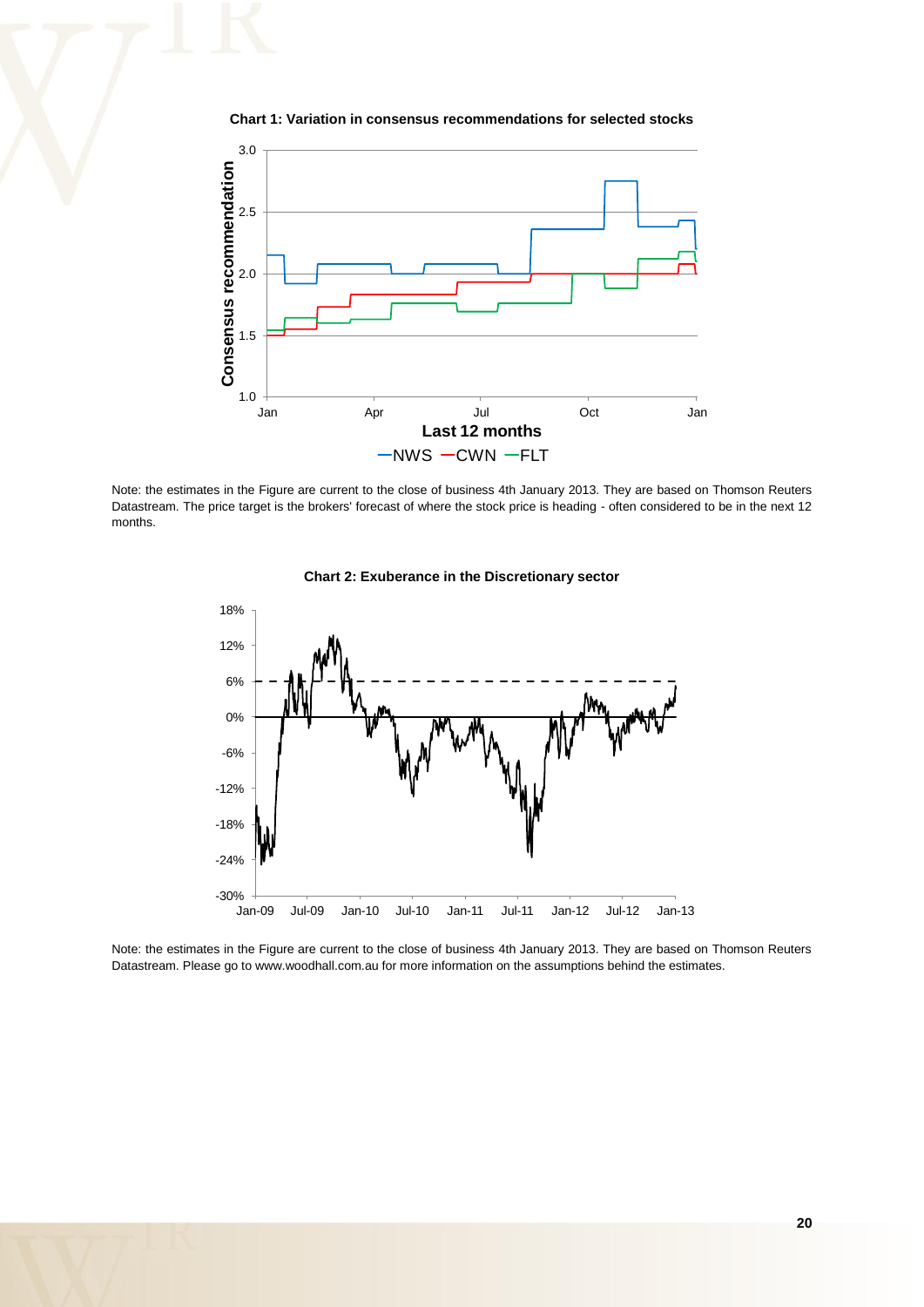**Chart 1: Variation in consensus recommendations for selected stocks**

Note: the estimates in the Figure are current to the close of business 4th January 2013. They are based on Thomson Reuters Datastream. The price target is the brokers' forecast of where the stock price is heading - often considered to be in the next 12 months.

**Chart 2: Exuberance in the Discretionary sector**

Note: the estimates in the Figure are current to the close of business 4th January 2013. They are based on Thomson Reuters Datastream. Please go to www.woodhall.com.au for more information on the assumptions behind the estimates.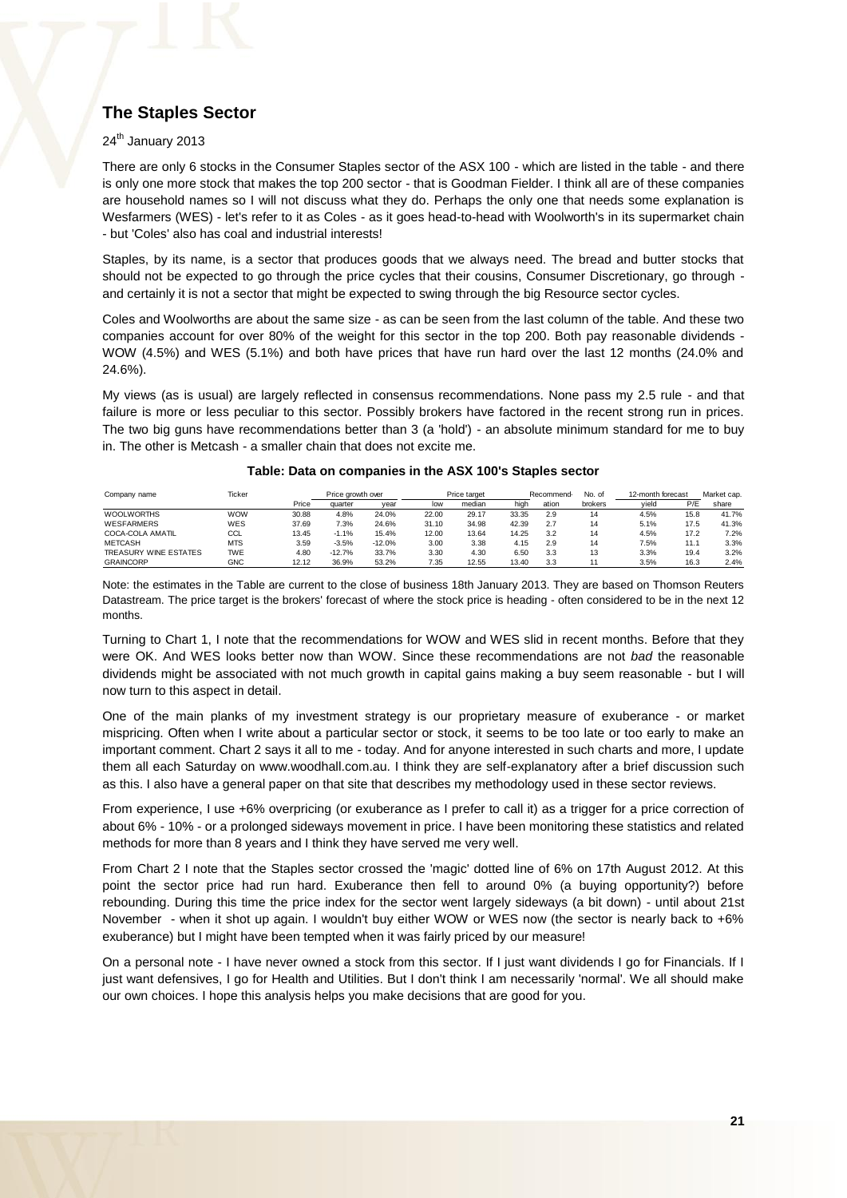## The Staples Sector

24th January 2013

There are only 6 stocks in the Consumer Staples sector of the ASX 100 - which are listed in the table - and there is only one more stock that makes the top 200 sector - that is Goodman Fielder. I think all are of these companies are household names so I will not discuss what they do. Perhaps the only one that needs some explanation is Wesfarmers (WES) - let's refer to it as Coles - as it goes head-to-head with Woolworth's in its supermarket chain - but 'Coles' also has coal and industrial interests!

Staples, by its name, is a sector that produces goods that we always need. The bread and butter stocks that should not be expected to go through the price cycles that their cousins, Consumer Discretionary, go through - and certainly it is not a sector that might be expected to swing through the big Resource sector cycles.

Coles and Woolworths are about the same size - as can be seen from the last column of the table. And these two companies account for over 80% of the weight for this sector in the top 200. Both pay reasonable dividends - WOW (4.5%) and WES (5.1%) and both have prices that have run hard over the last 12 months (24.0% and 24.6%).

My views (as is usual) are largely reflected in consensus recommendations. None pass my 2.5 rule - and that failure is more or less peculiar to this sector. Possibly brokers have factored in the recent strong run in prices. The two big guns have recommendations better than 3 (a 'hold') - an absolute minimum standard for me to buy in. The other is Metcash - a smaller chain that does not excite me.

**Table: Data on companies in the ASX 100's Staples sector**

| Company name | Ticker | | Price growth over | | Price target | | | Recommend- | No. of | 12-month forecast | | Market cap. |
|---|---|---|---|---|---|---|---|---|---|---|---|---|
| | | Price | quarter | year | low | median | high | ation | brokers | yield | P/E | share |
| WOOLWORTHS | WOW | 30.88 | 4.8% | 24.0% | 22.00 | 29.17 | 33.35 | 2.9 | 14 | 4.5% | 15.8 | 41.7% |
| WESFARMERS | WES | 37.69 | 7.3% | 24.6% | 31.10 | 34.98 | 42.39 | 2.7 | 14 | 5.1% | 17.5 | 41.3% |
| COCA-COLA AMATIL | CCL | 13.45 | -1.1% | 15.4% | 12.00 | 13.64 | 14.25 | 3.2 | 14 | 4.5% | 17.2 | 7.2% |
| METCASH | MTS | 3.59 | -3.5% | -12.0% | 3.00 | 3.38 | 4.15 | 2.9 | 14 | 7.5% | 11.1 | 3.3% |
| TREASURY WINE ESTATES | TWE | 4.80 | -12.7% | 33.7% | 3.30 | 4.30 | 6.50 | 3.3 | 13 | 3.3% | 19.4 | 3.2% |
| GRAINCORP | GNC | 12.12 | 36.9% | 53.2% | 7.35 | 12.55 | 13.40 | 3.3 | 11 | 3.5% | 16.3 | 2.4% |

Note: the estimates in the Table are current to the close of business 18th January 2013. They are based on Thomson Reuters Datastream. The price target is the brokers' forecast of where the stock price is heading - often considered to be in the next 12 months.

Turning to Chart 1, I note that the recommendations for WOW and WES slid in recent months. Before that they were OK. And WES looks better now than WOW. Since these recommendations are not *bad* the reasonable dividends might be associated with not much growth in capital gains making a buy seem reasonable - but I will now turn to this aspect in detail.

One of the main planks of my investment strategy is our proprietary measure of exuberance - or market mispricing. Often when I write about a particular sector or stock, it seems to be too late or too early to make an important comment. Chart 2 says it all to me - today. And for anyone interested in such charts and more, I update them all each Saturday on www.woodhall.com.au. I think they are self-explanatory after a brief discussion such as this. I also have a general paper on that site that describes my methodology used in these sector reviews.

From experience, I use +6% overpricing (or exuberance as I prefer to call it) as a trigger for a price correction of about 6% - 10% - or a prolonged sideways movement in price. I have been monitoring these statistics and related methods for more than 8 years and I think they have served me very well.

From Chart 2 I note that the Staples sector crossed the 'magic' dotted line of 6% on 17th August 2012. At this point the sector price had run hard. Exuberance then fell to around 0% (a buying opportunity?) before rebounding. During this time the price index for the sector went largely sideways (a bit down) - until about 21st November - when it shot up again. I wouldn't buy either WOW or WES now (the sector is nearly back to +6% exuberance) but I might have been tempted when it was fairly priced by our measure!

On a personal note - I have never owned a stock from this sector. If I just want dividends I go for Financials. If I just want defensives, I go for Health and Utilities. But I don't think I am necessarily 'normal'. We all should make our own choices. I hope this analysis helps you make decisions that are good for you.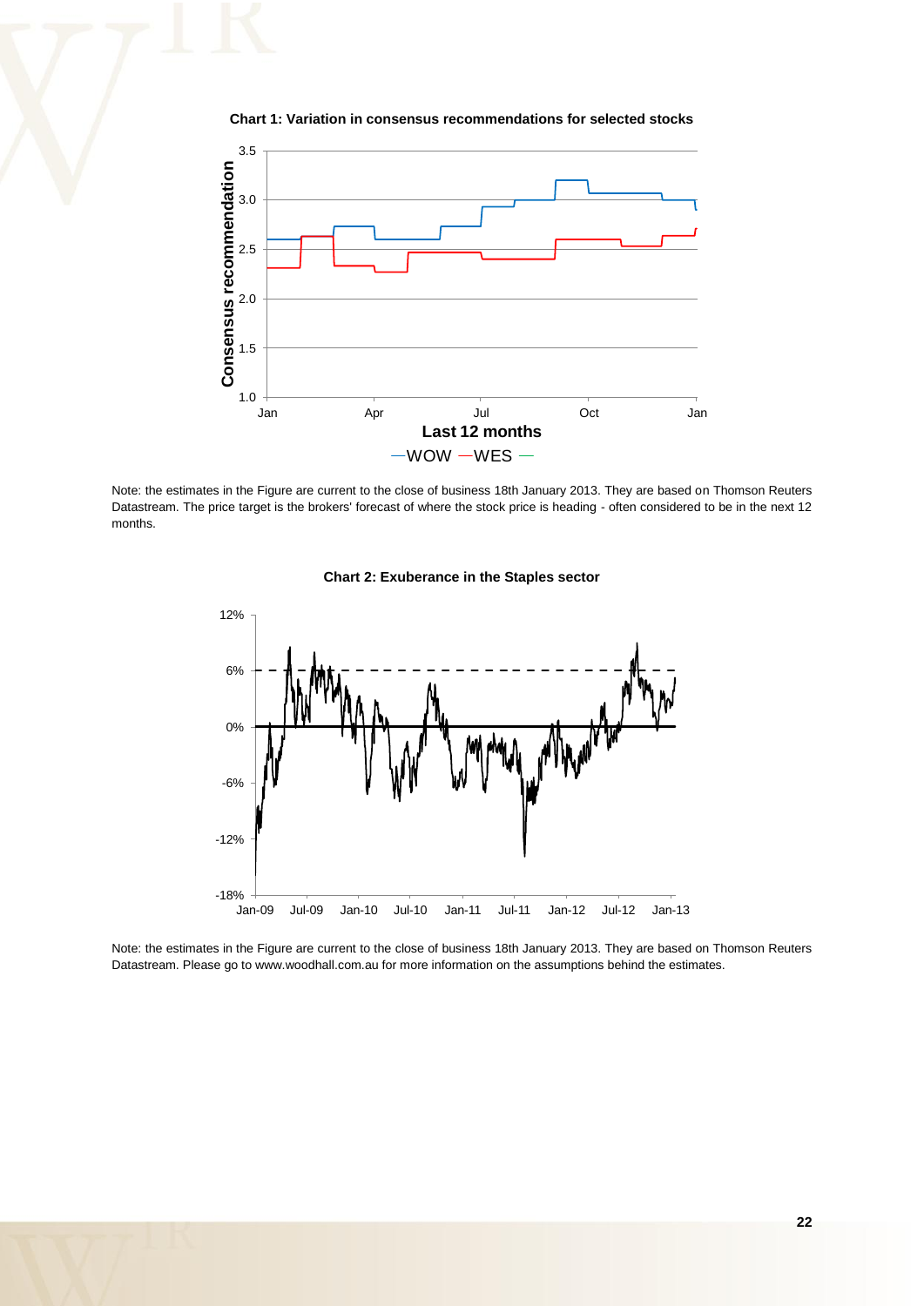**Chart 1: Variation in consensus recommendations for selected stocks**

Note: the estimates in the Figure are current to the close of business 18th January 2013. They are based on Thomson Reuters Datastream. The price target is the brokers' forecast of where the stock price is heading - often considered to be in the next 12 months.

**Chart 2: Exuberance in the Staples sector**

Note: the estimates in the Figure are current to the close of business 18th January 2013. They are based on Thomson Reuters Datastream. Please go to www.woodhall.com.au for more information on the assumptions behind the estimates.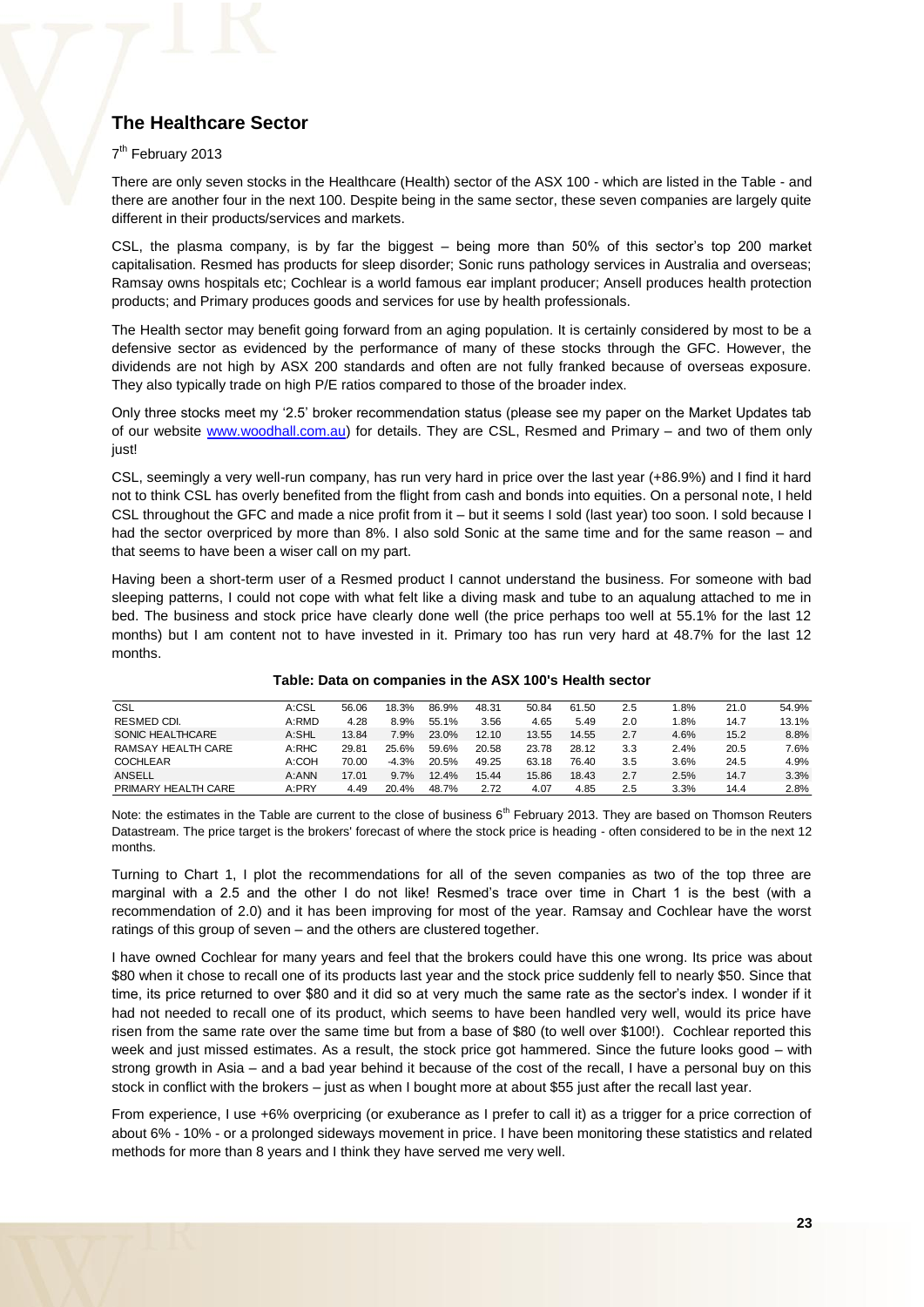## The Healthcare Sector

7th February 2013

There are only seven stocks in the Healthcare (Health) sector of the ASX 100 - which are listed in the Table - and there are another four in the next 100. Despite being in the same sector, these seven companies are largely quite different in their products/services and markets.

CSL, the plasma company, is by far the biggest – being more than 50% of this sector's top 200 market capitalisation. Resmed has products for sleep disorder; Sonic runs pathology services in Australia and overseas; Ramsay owns hospitals etc; Cochlear is a world famous ear implant producer; Ansell produces health protection products; and Primary produces goods and services for use by health professionals.

The Health sector may benefit going forward from an aging population. It is certainly considered by most to be a defensive sector as evidenced by the performance of many of these stocks through the GFC. However, the dividends are not high by ASX 200 standards and often are not fully franked because of overseas exposure. They also typically trade on high P/E ratios compared to those of the broader index.

Only three stocks meet my '2.5' broker recommendation status (please see my paper on the Market Updates tab of our website www.woodhall.com.au) for details. They are CSL, Resmed and Primary – and two of them only just!

CSL, seemingly a very well-run company, has run very hard in price over the last year (+86.9%) and I find it hard not to think CSL has overly benefited from the flight from cash and bonds into equities. On a personal note, I held CSL throughout the GFC and made a nice profit from it – but it seems I sold (last year) too soon. I sold because I had the sector overpriced by more than 8%. I also sold Sonic at the same time and for the same reason – and that seems to have been a wiser call on my part.

Having been a short-term user of a Resmed product I cannot understand the business. For someone with bad sleeping patterns, I could not cope with what felt like a diving mask and tube to an aqualung attached to me in bed. The business and stock price have clearly done well (the price perhaps too well at 55.1% for the last 12 months) but I am content not to have invested in it. Primary too has run very hard at 48.7% for the last 12 months.

**Table: Data on companies in the ASX 100's Health sector**

| | | | | | | | | | | | |
|---|---|---|---|---|---|---|---|---|---|---|---|
| CSL | A:CSL | 56.06 | 18.3% | 86.9% | 48.31 | 50.84 | 61.50 | 2.5 | 1.8% | 21.0 | 54.9% |
| RESMED CDI. | A:RMD | 4.28 | 8.9% | 55.1% | 3.56 | 4.65 | 5.49 | 2.0 | 1.8% | 14.7 | 13.1% |
| SONIC HEALTHCARE | A:SHL | 13.84 | 7.9% | 23.0% | 12.10 | 13.55 | 14.55 | 2.7 | 4.6% | 15.2 | 8.8% |
| RAMSAY HEALTH CARE | A:RHC | 29.81 | 25.6% | 59.6% | 20.58 | 23.78 | 28.12 | 3.3 | 2.4% | 20.5 | 7.6% |
| COCHLEAR | A:COH | 70.00 | -4.3% | 20.5% | 49.25 | 63.18 | 76.40 | 3.5 | 3.6% | 24.5 | 4.9% |
| ANSELL | A:ANN | 17.01 | 9.7% | 12.4% | 15.44 | 15.86 | 18.43 | 2.7 | 2.5% | 14.7 | 3.3% |
| PRIMARY HEALTH CARE | A:PRY | 4.49 | 20.4% | 48.7% | 2.72 | 4.07 | 4.85 | 2.5 | 3.3% | 14.4 | 2.8% |

Note: the estimates in the Table are current to the close of business 6th February 2013. They are based on Thomson Reuters Datastream. The price target is the brokers' forecast of where the stock price is heading - often considered to be in the next 12 months.

Turning to Chart 1, I plot the recommendations for all of the seven companies as two of the top three are marginal with a 2.5 and the other I do not like! Resmed's trace over time in Chart 1 is the best (with a recommendation of 2.0) and it has been improving for most of the year. Ramsay and Cochlear have the worst ratings of this group of seven – and the others are clustered together.

I have owned Cochlear for many years and feel that the brokers could have this one wrong. Its price was about $80 when it chose to recall one of its products last year and the stock price suddenly fell to nearly $50. Since that time, its price returned to over $80 and it did so at very much the same rate as the sector's index. I wonder if it had not needed to recall one of its product, which seems to have been handled very well, would its price have risen from the same rate over the same time but from a base of $80 (to well over $100!). Cochlear reported this week and just missed estimates. As a result, the stock price got hammered. Since the future looks good – with strong growth in Asia – and a bad year behind it because of the cost of the recall, I have a personal buy on this stock in conflict with the brokers – just as when I bought more at about $55 just after the recall last year.

From experience, I use +6% overpricing (or exuberance as I prefer to call it) as a trigger for a price correction of about 6% - 10% - or a prolonged sideways movement in price. I have been monitoring these statistics and related methods for more than 8 years and I think they have served me very well.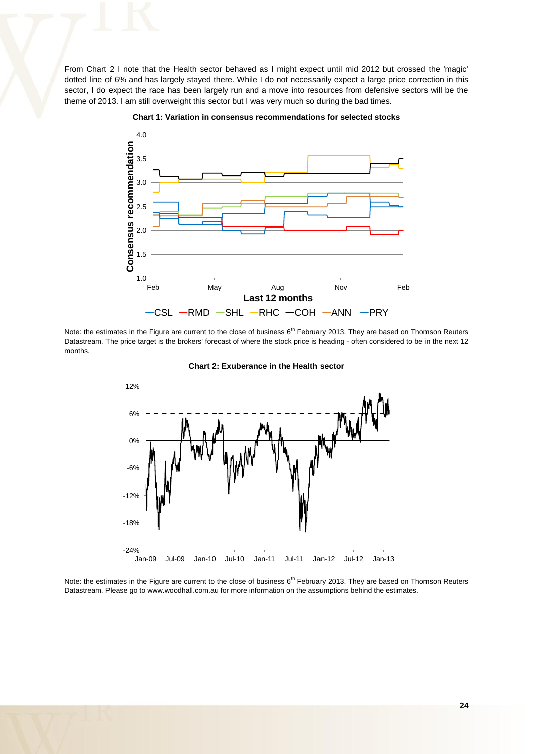From Chart 2 I note that the Health sector behaved as I might expect until mid 2012 but crossed the 'magic' dotted line of 6% and has largely stayed there. While I do not necessarily expect a large price correction in this sector, I do expect the race has been largely run and a move into resources from defensive sectors will be the theme of 2013. I am still overweight this sector but I was very much so during the bad times.

**Chart 1: Variation in consensus recommendations for selected stocks**

Note: the estimates in the Figure are current to the close of business 6th February 2013. They are based on Thomson Reuters Datastream. The price target is the brokers' forecast of where the stock price is heading - often considered to be in the next 12 months.

**Chart 2: Exuberance in the Health sector**

Note: the estimates in the Figure are current to the close of business 6th February 2013. They are based on Thomson Reuters Datastream. Please go to www.woodhall.com.au for more information on the assumptions behind the estimates.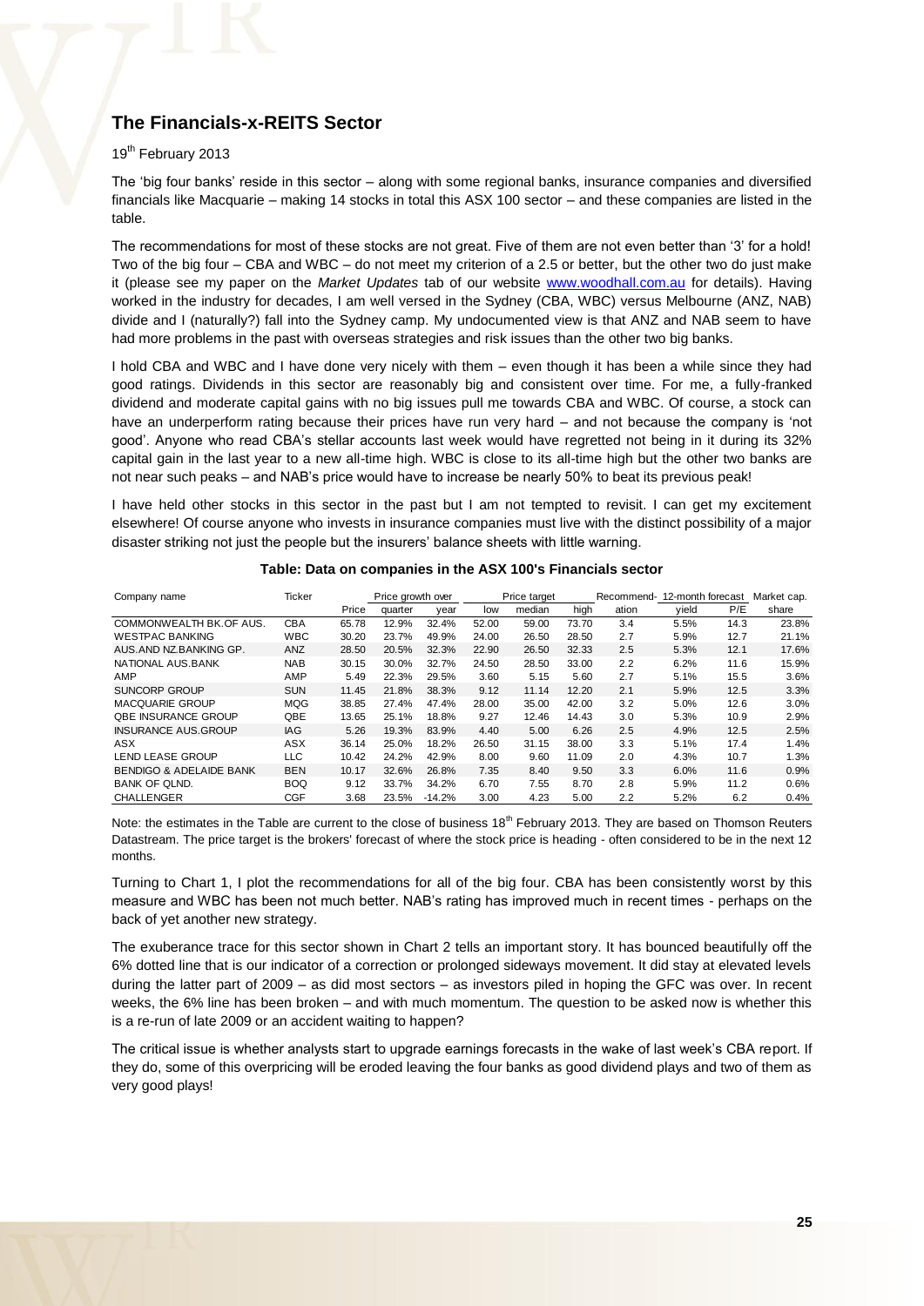## The Financials-x-REITS Sector

19th February 2013

The 'big four banks' reside in this sector – along with some regional banks, insurance companies and diversified financials like Macquarie – making 14 stocks in total this ASX 100 sector – and these companies are listed in the table.

The recommendations for most of these stocks are not great. Five of them are not even better than '3' for a hold! Two of the big four – CBA and WBC – do not meet my criterion of a 2.5 or better, but the other two do just make it (please see my paper on the *Market Updates* tab of our website www.woodhall.com.au for details). Having worked in the industry for decades, I am well versed in the Sydney (CBA, WBC) versus Melbourne (ANZ, NAB) divide and I (naturally?) fall into the Sydney camp. My undocumented view is that ANZ and NAB seem to have had more problems in the past with overseas strategies and risk issues than the other two big banks.

I hold CBA and WBC and I have done very nicely with them – even though it has been a while since they had good ratings. Dividends in this sector are reasonably big and consistent over time. For me, a fully-franked dividend and moderate capital gains with no big issues pull me towards CBA and WBC. Of course, a stock can have an underperform rating because their prices have run very hard – and not because the company is 'not good'. Anyone who read CBA's stellar accounts last week would have regretted not being in it during its 32% capital gain in the last year to a new all-time high. WBC is close to its all-time high but the other two banks are not near such peaks – and NAB's price would have to increase be nearly 50% to beat its previous peak!

I have held other stocks in this sector in the past but I am not tempted to revisit. I can get my excitement elsewhere! Of course anyone who invests in insurance companies must live with the distinct possibility of a major disaster striking not just the people but the insurers' balance sheets with little warning.

**Table: Data on companies in the ASX 100's Financials sector**

| Company name | Ticker | | Price growth over | | Price target | | | Recommend- | 12-month forecast | | Market cap. |
|---|---|---|---|---|---|---|---|---|---|---|---|
| | | Price | quarter | year | low | median | high | ation | yield | P/E | share |
| COMMONWEALTH BK.OF AUS. | CBA | 65.78 | 12.9% | 32.4% | 52.00 | 59.00 | 73.70 | 3.4 | 5.5% | 14.3 | 23.8% |
| WESTPAC BANKING | WBC | 30.20 | 23.7% | 49.9% | 24.00 | 26.50 | 28.50 | 2.7 | 5.9% | 12.7 | 21.1% |
| AUS.AND NZ.BANKING GP. | ANZ | 28.50 | 20.5% | 32.3% | 22.90 | 26.50 | 32.33 | 2.5 | 5.3% | 12.1 | 17.6% |
| NATIONAL AUS.BANK | NAB | 30.15 | 30.0% | 32.7% | 24.50 | 28.50 | 33.00 | 2.2 | 6.2% | 11.6 | 15.9% |
| AMP | AMP | 5.49 | 22.3% | 29.5% | 3.60 | 5.15 | 5.60 | 2.7 | 5.1% | 15.5 | 3.6% |
| SUNCORP GROUP | SUN | 11.45 | 21.8% | 38.3% | 9.12 | 11.14 | 12.20 | 2.1 | 5.9% | 12.5 | 3.3% |
| MACQUARIE GROUP | MQG | 38.85 | 27.4% | 47.4% | 28.00 | 35.00 | 42.00 | 3.2 | 5.0% | 12.6 | 3.0% |
| QBE INSURANCE GROUP | QBE | 13.65 | 25.1% | 18.8% | 9.27 | 12.46 | 14.43 | 3.0 | 5.3% | 10.9 | 2.9% |
| INSURANCE AUS.GROUP | IAG | 5.26 | 19.3% | 83.9% | 4.40 | 5.00 | 6.26 | 2.5 | 4.9% | 12.5 | 2.5% |
| ASX | ASX | 36.14 | 25.0% | 18.2% | 26.50 | 31.15 | 38.00 | 3.3 | 5.1% | 17.4 | 1.4% |
| LEND LEASE GROUP | LLC | 10.42 | 24.2% | 42.9% | 8.00 | 9.60 | 11.09 | 2.0 | 4.3% | 10.7 | 1.3% |
| BENDIGO & ADELAIDE BANK | BEN | 10.17 | 32.6% | 26.8% | 7.35 | 8.40 | 9.50 | 3.3 | 6.0% | 11.6 | 0.9% |
| BANK OF QLND. | BOQ | 9.12 | 33.7% | 34.2% | 6.70 | 7.55 | 8.70 | 2.8 | 5.9% | 11.2 | 0.6% |
| CHALLENGER | CGF | 3.68 | 23.5% | -14.2% | 3.00 | 4.23 | 5.00 | 2.2 | 5.2% | 6.2 | 0.4% |

Note: the estimates in the Table are current to the close of business 18th February 2013. They are based on Thomson Reuters Datastream. The price target is the brokers' forecast of where the stock price is heading - often considered to be in the next 12 months.

Turning to Chart 1, I plot the recommendations for all of the big four. CBA has been consistently worst by this measure and WBC has been not much better. NAB's rating has improved much in recent times - perhaps on the back of yet another new strategy.

The exuberance trace for this sector shown in Chart 2 tells an important story. It has bounced beautifully off the 6% dotted line that is our indicator of a correction or prolonged sideways movement. It did stay at elevated levels during the latter part of 2009 – as did most sectors – as investors piled in hoping the GFC was over. In recent weeks, the 6% line has been broken – and with much momentum. The question to be asked now is whether this is a re-run of late 2009 or an accident waiting to happen?

The critical issue is whether analysts start to upgrade earnings forecasts in the wake of last week's CBA report. If they do, some of this overpricing will be eroded leaving the four banks as good dividend plays and two of them as very good plays!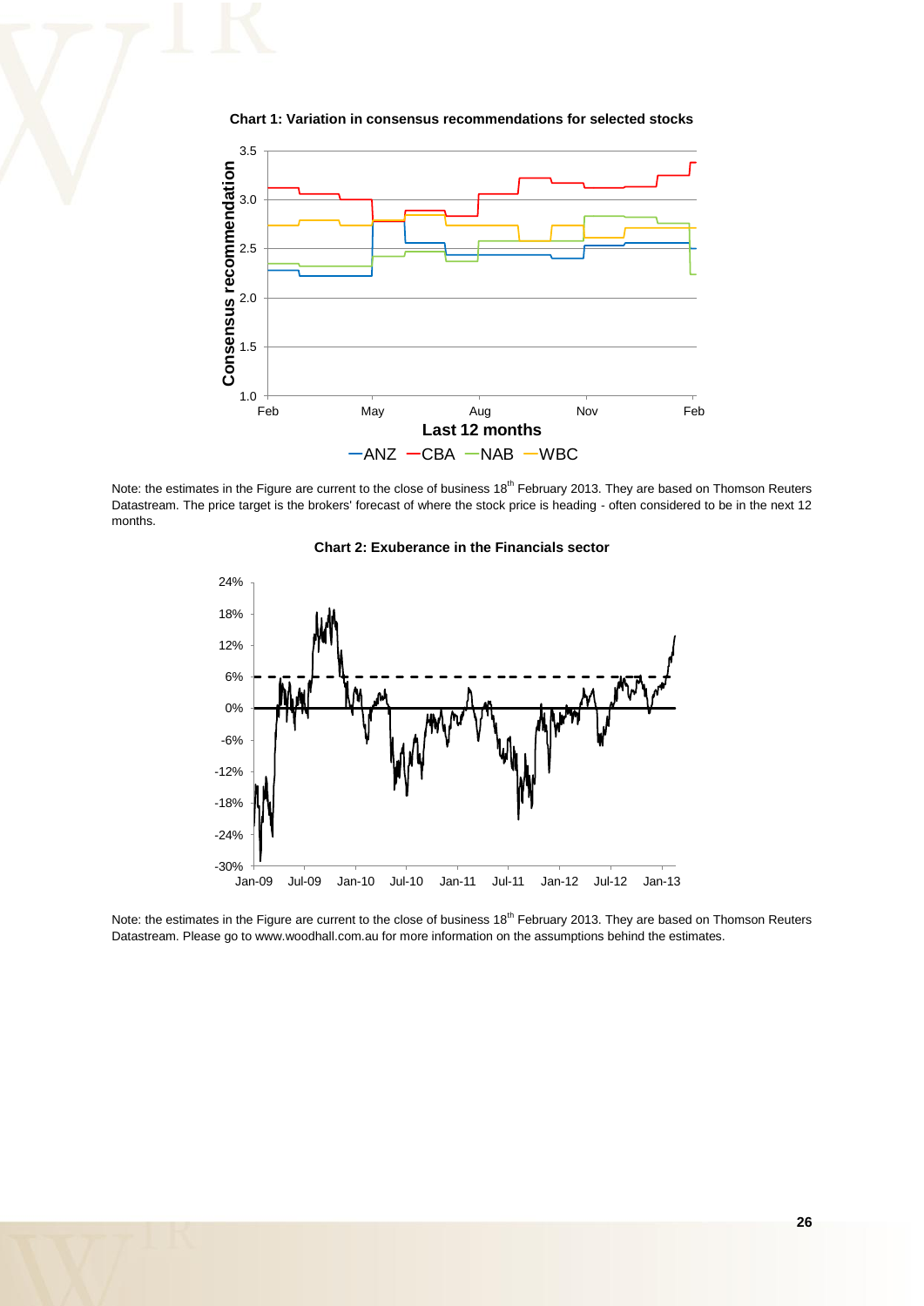**Chart 1: Variation in consensus recommendations for selected stocks**

Note: the estimates in the Figure are current to the close of business 18th February 2013. They are based on Thomson Reuters Datastream. The price target is the brokers' forecast of where the stock price is heading - often considered to be in the next 12 months.

**Chart 2: Exuberance in the Financials sector**

Note: the estimates in the Figure are current to the close of business 18th February 2013. They are based on Thomson Reuters Datastream. Please go to www.woodhall.com.au for more information on the assumptions behind the estimates.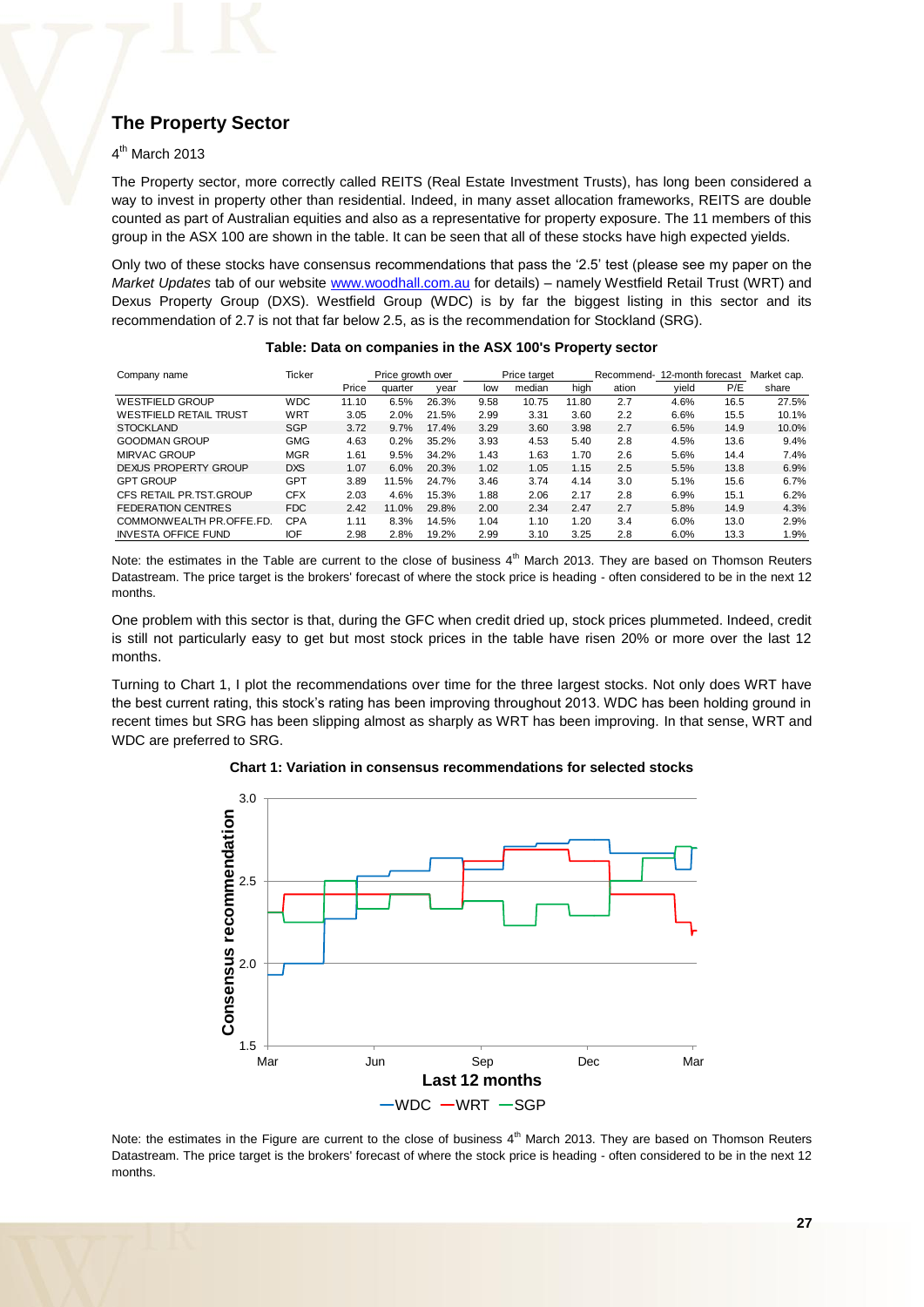## The Property Sector

4th March 2013

The Property sector, more correctly called REITS (Real Estate Investment Trusts), has long been considered a way to invest in property other than residential. Indeed, in many asset allocation frameworks, REITS are double counted as part of Australian equities and also as a representative for property exposure. The 11 members of this group in the ASX 100 are shown in the table. It can be seen that all of these stocks have high expected yields.

Only two of these stocks have consensus recommendations that pass the '2.5' test (please see my paper on the *Market Updates* tab of our website www.woodhall.com.au for details) – namely Westfield Retail Trust (WRT) and Dexus Property Group (DXS). Westfield Group (WDC) is by far the biggest listing in this sector and its recommendation of 2.7 is not that far below 2.5, as is the recommendation for Stockland (SRG).

**Table: Data on companies in the ASX 100's Property sector**

| Company name | Ticker | Price | Price growth over quarter | year | Price target low | median | high | Recommend-ation | 12-month forecast yield | P/E | Market cap. share |
|---|---|---|---|---|---|---|---|---|---|---|---|
| WESTFIELD GROUP | WDC | 11.10 | 6.5% | 26.3% | 9.58 | 10.75 | 11.80 | 2.7 | 4.6% | 16.5 | 27.5% |
| WESTFIELD RETAIL TRUST | WRT | 3.05 | 2.0% | 21.5% | 2.99 | 3.31 | 3.60 | 2.2 | 6.6% | 15.5 | 10.1% |
| STOCKLAND | SGP | 3.72 | 9.7% | 17.4% | 3.29 | 3.60 | 3.98 | 2.7 | 6.5% | 14.9 | 10.0% |
| GOODMAN GROUP | GMG | 4.63 | 0.2% | 35.2% | 3.93 | 4.53 | 5.40 | 2.8 | 4.5% | 13.6 | 9.4% |
| MIRVAC GROUP | MGR | 1.61 | 9.5% | 34.2% | 1.43 | 1.63 | 1.70 | 2.6 | 5.6% | 14.4 | 7.4% |
| DEXUS PROPERTY GROUP | DXS | 1.07 | 6.0% | 20.3% | 1.02 | 1.05 | 1.15 | 2.5 | 5.5% | 13.8 | 6.9% |
| GPT GROUP | GPT | 3.89 | 11.5% | 24.7% | 3.46 | 3.74 | 4.14 | 3.0 | 5.1% | 15.6 | 6.7% |
| CFS RETAIL PR.TST.GROUP | CFX | 2.03 | 4.6% | 15.3% | 1.88 | 2.06 | 2.17 | 2.8 | 6.9% | 15.1 | 6.2% |
| FEDERATION CENTRES | FDC | 2.42 | 11.0% | 29.8% | 2.00 | 2.34 | 2.47 | 2.7 | 5.8% | 14.9 | 4.3% |
| COMMONWEALTH PR.OFFE.FD. | CPA | 1.11 | 8.3% | 14.5% | 1.04 | 1.10 | 1.20 | 3.4 | 6.0% | 13.0 | 2.9% |
| INVESTA OFFICE FUND | IOF | 2.98 | 2.8% | 19.2% | 2.99 | 3.10 | 3.25 | 2.8 | 6.0% | 13.3 | 1.9% |

Note: the estimates in the Table are current to the close of business 4th March 2013. They are based on Thomson Reuters Datastream. The price target is the brokers' forecast of where the stock price is heading - often considered to be in the next 12 months.

One problem with this sector is that, during the GFC when credit dried up, stock prices plummeted. Indeed, credit is still not particularly easy to get but most stock prices in the table have risen 20% or more over the last 12 months.

Turning to Chart 1, I plot the recommendations over time for the three largest stocks. Not only does WRT have the best current rating, this stock's rating has been improving throughout 2013. WDC has been holding ground in recent times but SRG has been slipping almost as sharply as WRT has been improving. In that sense, WRT and WDC are preferred to SRG.

**Chart 1: Variation in consensus recommendations for selected stocks**

Note: the estimates in the Figure are current to the close of business 4th March 2013. They are based on Thomson Reuters Datastream. The price target is the brokers' forecast of where the stock price is heading - often considered to be in the next 12 months.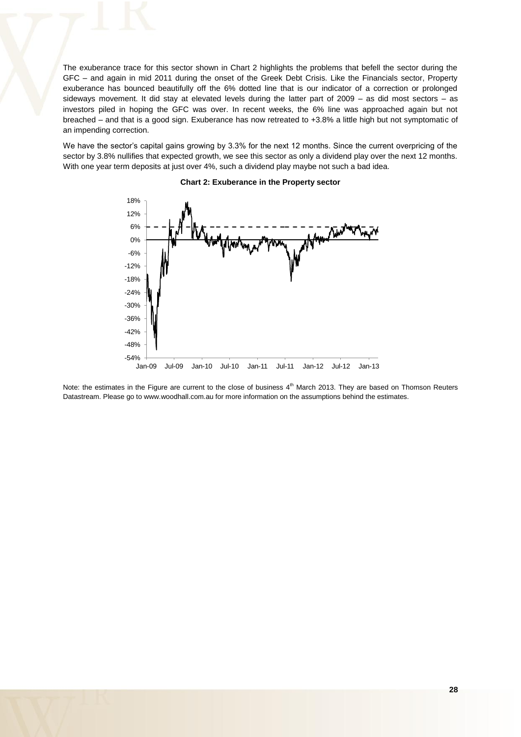The exuberance trace for this sector shown in Chart 2 highlights the problems that befell the sector during the GFC – and again in mid 2011 during the onset of the Greek Debt Crisis. Like the Financials sector, Property exuberance has bounced beautifully off the 6% dotted line that is our indicator of a correction or prolonged sideways movement. It did stay at elevated levels during the latter part of 2009 – as did most sectors – as investors piled in hoping the GFC was over. In recent weeks, the 6% line was approached again but not breached – and that is a good sign. Exuberance has now retreated to +3.8% a little high but not symptomatic of an impending correction.

We have the sector's capital gains growing by 3.3% for the next 12 months. Since the current overpricing of the sector by 3.8% nullifies that expected growth, we see this sector as only a dividend play over the next 12 months. With one year term deposits at just over 4%, such a dividend play maybe not such a bad idea.

**Chart 2: Exuberance in the Property sector**

Note: the estimates in the Figure are current to the close of business 4th March 2013. They are based on Thomson Reuters Datastream. Please go to www.woodhall.com.au for more information on the assumptions behind the estimates.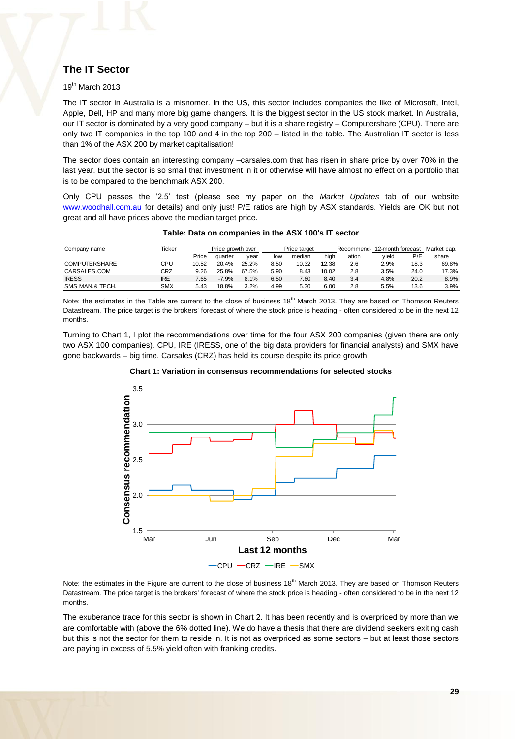## The IT Sector

19th March 2013

The IT sector in Australia is a misnomer. In the US, this sector includes companies the like of Microsoft, Intel, Apple, Dell, HP and many more big game changers. It is the biggest sector in the US stock market. In Australia, our IT sector is dominated by a very good company – but it is a share registry – Computershare (CPU). There are only two IT companies in the top 100 and 4 in the top 200 – listed in the table. The Australian IT sector is less than 1% of the ASX 200 by market capitalisation!

The sector does contain an interesting company –carsales.com that has risen in share price by over 70% in the last year. But the sector is so small that investment in it or otherwise will have almost no effect on a portfolio that is to be compared to the benchmark ASX 200.

Only CPU passes the '2.5' test (please see my paper on the *Market Updates* tab of our website www.woodhall.com.au for details) and only just! P/E ratios are high by ASX standards. Yields are OK but not great and all have prices above the median target price.

**Table: Data on companies in the ASX 100's IT sector**

| Company name | Ticker | Price | Price growth over | | Price target | | | Recommend-ation | 12-month forecast | | Market cap. share |
|---|---|---|---|---|---|---|---|---|---|---|---|
| | | | quarter | year | low | median | high | | yield | P/E | |
| COMPUTERSHARE | CPU | 10.52 | 20.4% | 25.2% | 8.50 | 10.32 | 12.38 | 2.6 | 2.9% | 18.3 | 69.8% |
| CARSALES.COM | CRZ | 9.26 | 25.8% | 67.5% | 5.90 | 8.43 | 10.02 | 2.8 | 3.5% | 24.0 | 17.3% |
| IRESS | IRE | 7.65 | -7.9% | 8.1% | 6.50 | 7.60 | 8.40 | 3.4 | 4.8% | 20.2 | 8.9% |
| SMS MAN.& TECH. | SMX | 5.43 | 18.8% | 3.2% | 4.99 | 5.30 | 6.00 | 2.8 | 5.5% | 13.6 | 3.9% |

Note: the estimates in the Table are current to the close of business 18th March 2013. They are based on Thomson Reuters Datastream. The price target is the brokers' forecast of where the stock price is heading - often considered to be in the next 12 months.

Turning to Chart 1, I plot the recommendations over time for the four ASX 200 companies (given there are only two ASX 100 companies). CPU, IRE (IRESS, one of the big data providers for financial analysts) and SMX have gone backwards – big time. Carsales (CRZ) has held its course despite its price growth.

**Chart 1: Variation in consensus recommendations for selected stocks**

Note: the estimates in the Figure are current to the close of business 18th March 2013. They are based on Thomson Reuters Datastream. The price target is the brokers' forecast of where the stock price is heading - often considered to be in the next 12 months.

The exuberance trace for this sector is shown in Chart 2. It has been recently and is overpriced by more than we are comfortable with (above the 6% dotted line). We do have a thesis that there are dividend seekers exiting cash but this is not the sector for them to reside in. It is not as overpriced as some sectors – but at least those sectors are paying in excess of 5.5% yield often with franking credits.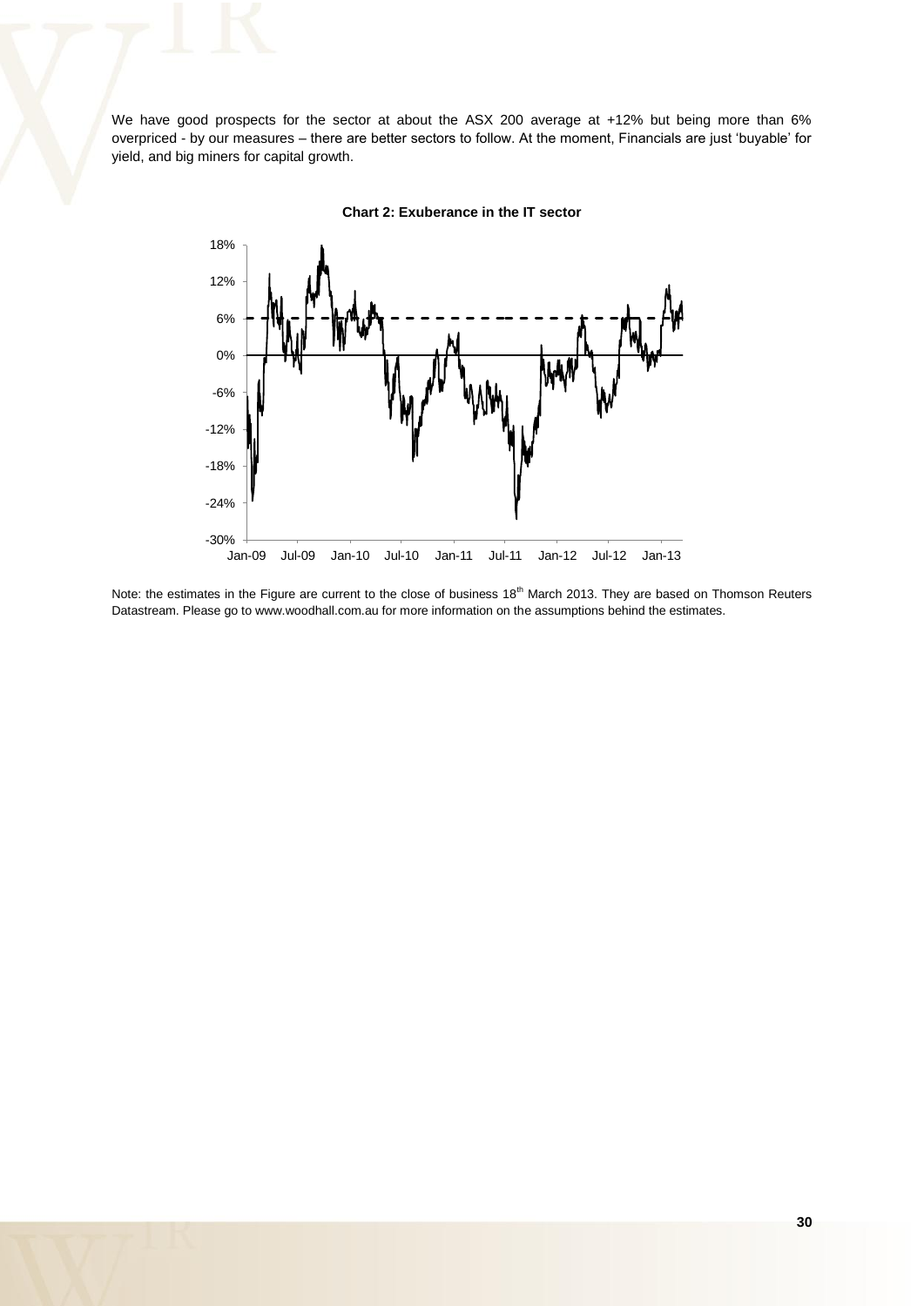We have good prospects for the sector at about the ASX 200 average at +12% but being more than 6% overpriced - by our measures – there are better sectors to follow. At the moment, Financials are just 'buyable' for yield, and big miners for capital growth.

**Chart 2: Exuberance in the IT sector**

Note: the estimates in the Figure are current to the close of business 18th March 2013. They are based on Thomson Reuters Datastream. Please go to www.woodhall.com.au for more information on the assumptions behind the estimates.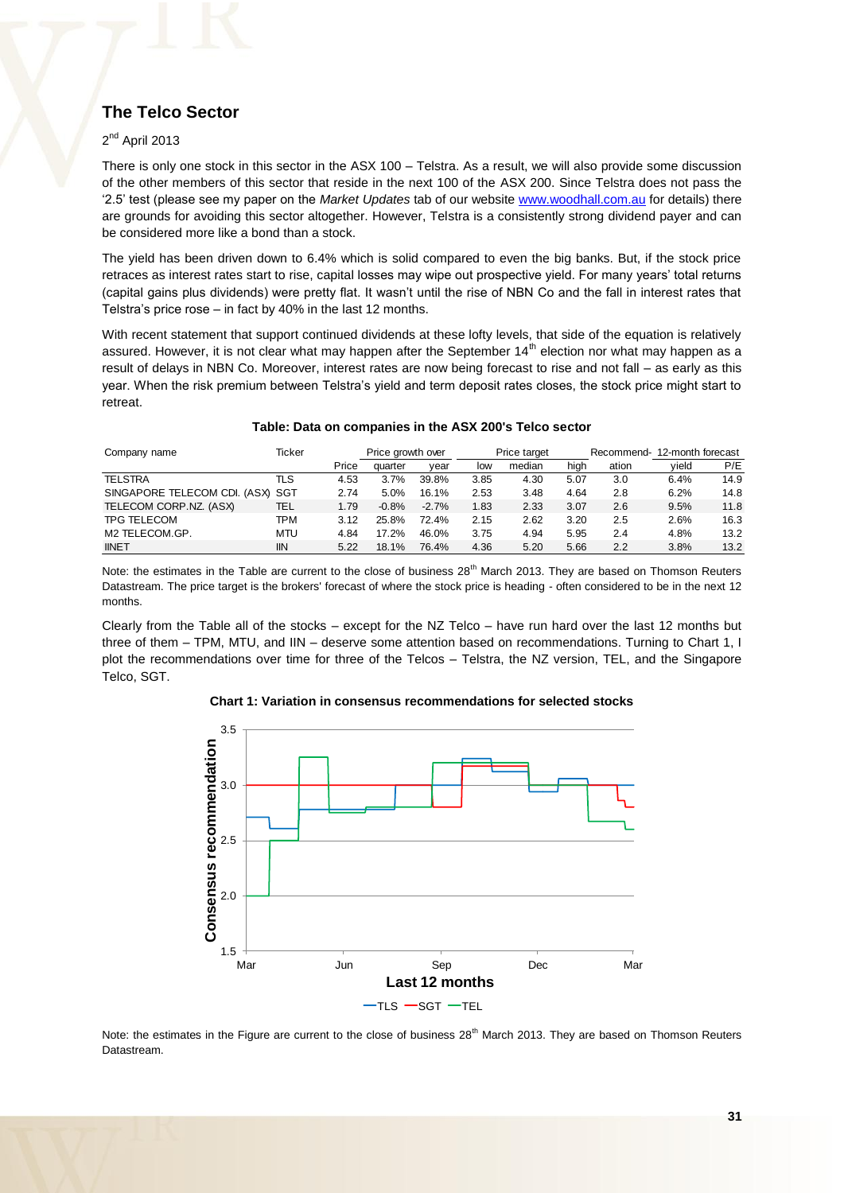## The Telco Sector

2[nd] April 2013

There is only one stock in this sector in the ASX 100 – Telstra. As a result, we will also provide some discussion of the other members of this sector that reside in the next 100 of the ASX 200. Since Telstra does not pass the '2.5' test (please see my paper on the *Market Updates* tab of our website www.woodhall.com.au for details) there are grounds for avoiding this sector altogether. However, Telstra is a consistently strong dividend payer and can be considered more like a bond than a stock.

The yield has been driven down to 6.4% which is solid compared to even the big banks. But, if the stock price retraces as interest rates start to rise, capital losses may wipe out prospective yield. For many years' total returns (capital gains plus dividends) were pretty flat. It wasn't until the rise of NBN Co and the fall in interest rates that Telstra's price rose – in fact by 40% in the last 12 months.

With recent statement that support continued dividends at these lofty levels, that side of the equation is relatively assured. However, it is not clear what may happen after the September 14[th] election nor what may happen as a result of delays in NBN Co. Moreover, interest rates are now being forecast to rise and not fall – as early as this year. When the risk premium between Telstra's yield and term deposit rates closes, the stock price might start to retreat.

**Table: Data on companies in the ASX 200's Telco sector**

| Company name | Ticker | | Price growth over | | Price target | | | Recommend- | 12-month forecast | |
|---|---|---|---|---|---|---|---|---|---|---|
| | | Price | quarter | year | low | median | high | ation | yield | P/E |
| TELSTRA | TLS | 4.53 | 3.7% | 39.8% | 3.85 | 4.30 | 5.07 | 3.0 | 6.4% | 14.9 |
| SINGAPORE TELECOM CDI. (ASX) | SGT | 2.74 | 5.0% | 16.1% | 2.53 | 3.48 | 4.64 | 2.8 | 6.2% | 14.8 |
| TELECOM CORP.NZ. (ASX) | TEL | 1.79 | -0.8% | -2.7% | 1.83 | 2.33 | 3.07 | 2.6 | 9.5% | 11.8 |
| TPG TELECOM | TPM | 3.12 | 25.8% | 72.4% | 2.15 | 2.62 | 3.20 | 2.5 | 2.6% | 16.3 |
| M2 TELECOM.GP. | MTU | 4.84 | 17.2% | 46.0% | 3.75 | 4.94 | 5.95 | 2.4 | 4.8% | 13.2 |
| IINET | IIN | 5.22 | 18.1% | 76.4% | 4.36 | 5.20 | 5.66 | 2.2 | 3.8% | 13.2 |

Note: the estimates in the Table are current to the close of business 28[th] March 2013. They are based on Thomson Reuters Datastream. The price target is the brokers' forecast of where the stock price is heading - often considered to be in the next 12 months.

Clearly from the Table all of the stocks – except for the NZ Telco – have run hard over the last 12 months but three of them – TPM, MTU, and IIN – deserve some attention based on recommendations. Turning to Chart 1, I plot the recommendations over time for three of the Telcos – Telstra, the NZ version, TEL, and the Singapore Telco, SGT.

**Chart 1: Variation in consensus recommendations for selected stocks**

Note: the estimates in the Figure are current to the close of business 28[th] March 2013. They are based on Thomson Reuters Datastream.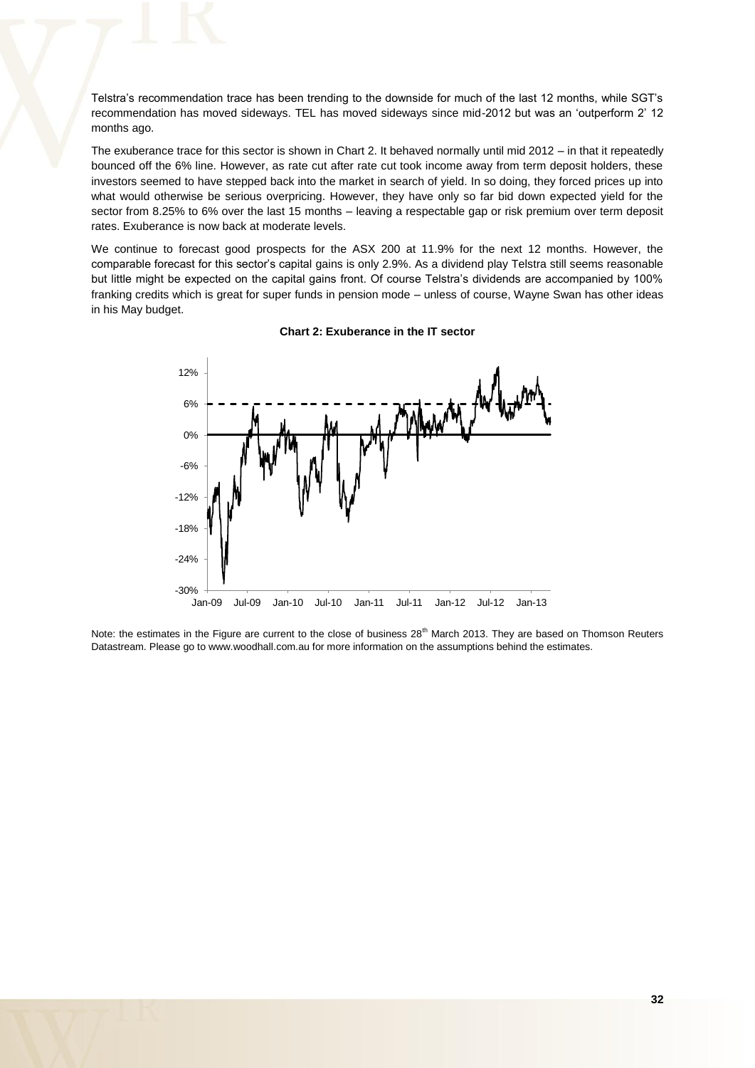Telstra's recommendation trace has been trending to the downside for much of the last 12 months, while SGT's recommendation has moved sideways. TEL has moved sideways since mid-2012 but was an 'outperform 2' 12 months ago.

The exuberance trace for this sector is shown in Chart 2. It behaved normally until mid 2012 – in that it repeatedly bounced off the 6% line. However, as rate cut after rate cut took income away from term deposit holders, these investors seemed to have stepped back into the market in search of yield. In so doing, they forced prices up into what would otherwise be serious overpricing. However, they have only so far bid down expected yield for the sector from 8.25% to 6% over the last 15 months – leaving a respectable gap or risk premium over term deposit rates. Exuberance is now back at moderate levels.

We continue to forecast good prospects for the ASX 200 at 11.9% for the next 12 months. However, the comparable forecast for this sector's capital gains is only 2.9%. As a dividend play Telstra still seems reasonable but little might be expected on the capital gains front. Of course Telstra's dividends are accompanied by 100% franking credits which is great for super funds in pension mode – unless of course, Wayne Swan has other ideas in his May budget.

**Chart 2: Exuberance in the IT sector**

Note: the estimates in the Figure are current to the close of business 28th March 2013. They are based on Thomson Reuters Datastream. Please go to www.woodhall.com.au for more information on the assumptions behind the estimates.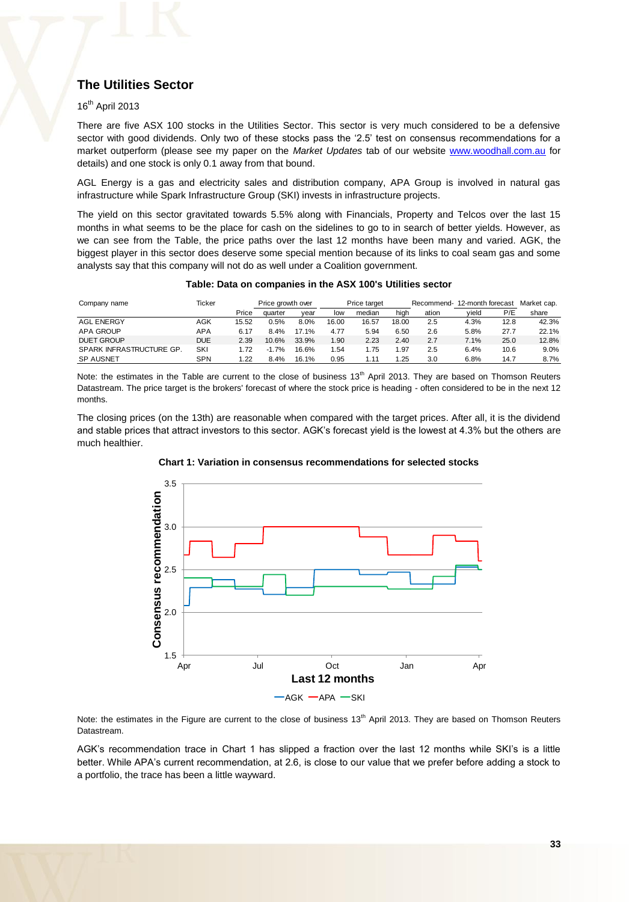## The Utilities Sector

16th April 2013

There are five ASX 100 stocks in the Utilities Sector. This sector is very much considered to be a defensive sector with good dividends. Only two of these stocks pass the '2.5' test on consensus recommendations for a market outperform (please see my paper on the *Market Updates* tab of our website www.woodhall.com.au for details) and one stock is only 0.1 away from that bound.

AGL Energy is a gas and electricity sales and distribution company, APA Group is involved in natural gas infrastructure while Spark Infrastructure Group (SKI) invests in infrastructure projects.

The yield on this sector gravitated towards 5.5% along with Financials, Property and Telcos over the last 15 months in what seems to be the place for cash on the sidelines to go to in search of better yields. However, as we can see from the Table, the price paths over the last 12 months have been many and varied. AGK, the biggest player in this sector does deserve some special mention because of its links to coal seam gas and some analysts say that this company will not do as well under a Coalition government.

**Table: Data on companies in the ASX 100's Utilities sector**

| Company name | Ticker | | Price growth over | | Price target | | | Recommend- | 12-month forecast | | Market cap. |
|---|---|---|---|---|---|---|---|---|---|---|---|
| | | Price | quarter | year | low | median | high | ation | yield | P/E | share |
| AGL ENERGY | AGK | 15.52 | 0.5% | 8.0% | 16.00 | 16.57 | 18.00 | 2.5 | 4.3% | 12.8 | 42.3% |
| APA GROUP | APA | 6.17 | 8.4% | 17.1% | 4.77 | 5.94 | 6.50 | 2.6 | 5.8% | 27.7 | 22.1% |
| DUET GROUP | DUE | 2.39 | 10.6% | 33.9% | 1.90 | 2.23 | 2.40 | 2.7 | 7.1% | 25.0 | 12.8% |
| SPARK INFRASTRUCTURE GP. | SKI | 1.72 | -1.7% | 16.6% | 1.54 | 1.75 | 1.97 | 2.5 | 6.4% | 10.6 | 9.0% |
| SP AUSNET | SPN | 1.22 | 8.4% | 16.1% | 0.95 | 1.11 | 1.25 | 3.0 | 6.8% | 14.7 | 8.7% |

Note: the estimates in the Table are current to the close of business 13th April 2013. They are based on Thomson Reuters Datastream. The price target is the brokers' forecast of where the stock price is heading - often considered to be in the next 12 months.

The closing prices (on the 13th) are reasonable when compared with the target prices. After all, it is the dividend and stable prices that attract investors to this sector. AGK's forecast yield is the lowest at 4.3% but the others are much healthier.

**Chart 1: Variation in consensus recommendations for selected stocks**

Note: the estimates in the Figure are current to the close of business 13th April 2013. They are based on Thomson Reuters Datastream.

AGK's recommendation trace in Chart 1 has slipped a fraction over the last 12 months while SKI's is a little better. While APA's current recommendation, at 2.6, is close to our value that we prefer before adding a stock to a portfolio, the trace has been a little wayward.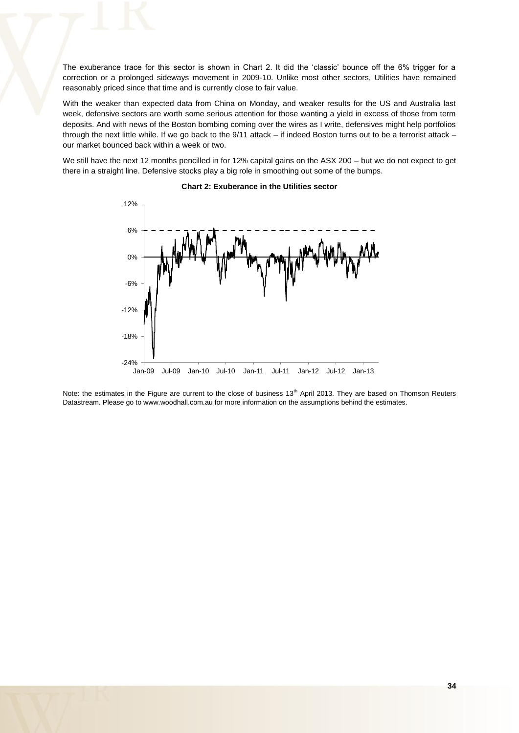The exuberance trace for this sector is shown in Chart 2. It did the 'classic' bounce off the 6% trigger for a correction or a prolonged sideways movement in 2009-10. Unlike most other sectors, Utilities have remained reasonably priced since that time and is currently close to fair value.

With the weaker than expected data from China on Monday, and weaker results for the US and Australia last week, defensive sectors are worth some serious attention for those wanting a yield in excess of those from term deposits. And with news of the Boston bombing coming over the wires as I write, defensives might help portfolios through the next little while. If we go back to the 9/11 attack – if indeed Boston turns out to be a terrorist attack – our market bounced back within a week or two.

We still have the next 12 months pencilled in for 12% capital gains on the ASX 200 – but we do not expect to get there in a straight line. Defensive stocks play a big role in smoothing out some of the bumps.

**Chart 2: Exuberance in the Utilities sector**

12%
6%
0%
-6%
-12%
-18%
-24%

Jan-09 Jul-09 Jan-10 Jul-10 Jan-11 Jul-11 Jan-12 Jul-12 Jan-13

Note: the estimates in the Figure are current to the close of business 13th April 2013. They are based on Thomson Reuters Datastream. Please go to www.woodhall.com.au for more information on the assumptions behind the estimates.